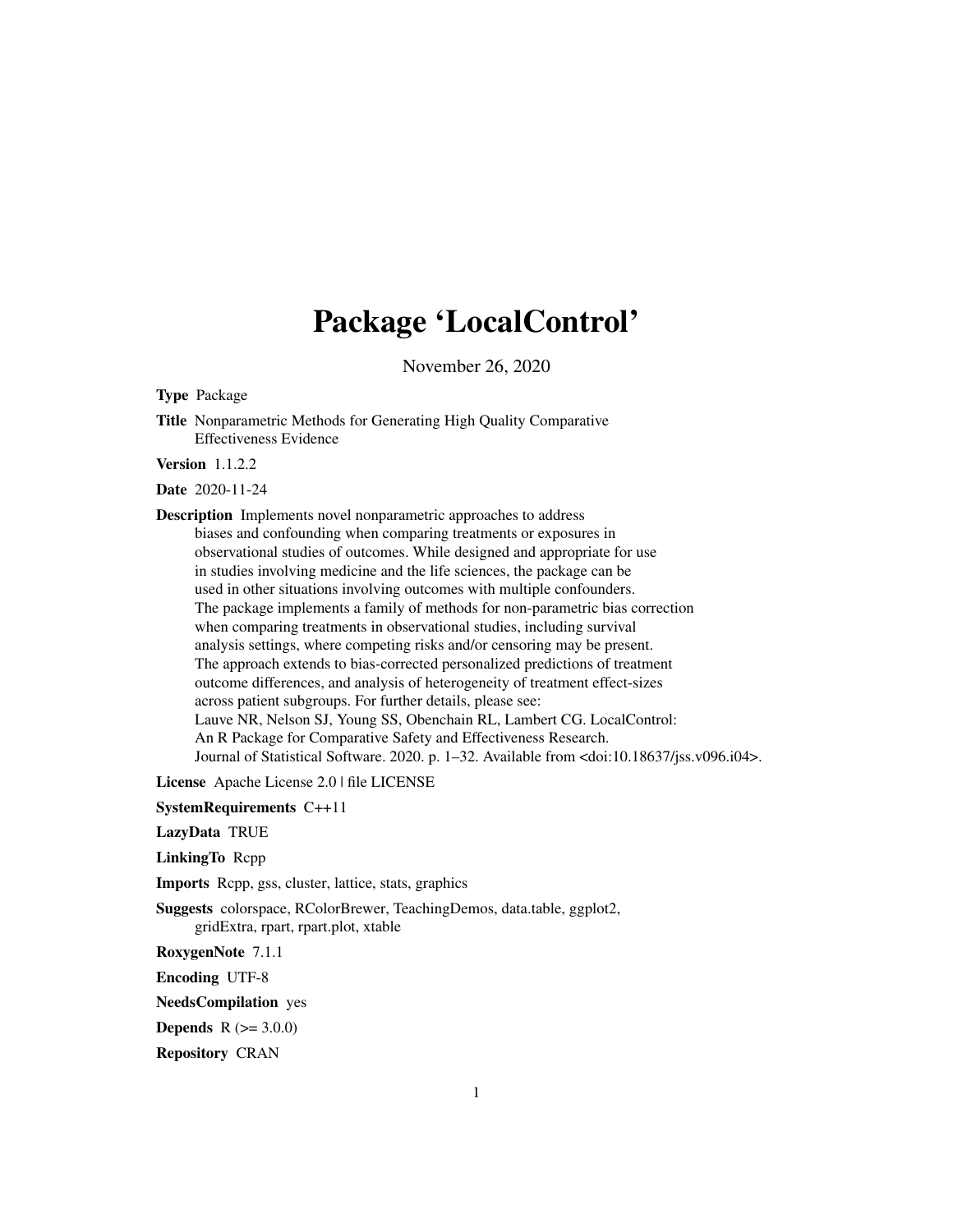# Package 'LocalControl'

November 26, 2020

**Type** Package

**Title** Nonparametric Methods for Generating High Quality Comparative Effectiveness Evidence

**Version** 1.1.2.2

**Date** 2020-11-24

**Description** Implements novel nonparametric approaches to address biases and confounding when comparing treatments or exposures in observational studies of outcomes. While designed and appropriate for use in studies involving medicine and the life sciences, the package can be used in other situations involving outcomes with multiple confounders. The package implements a family of methods for non-parametric bias correction when comparing treatments in observational studies, including survival analysis settings, where competing risks and/or censoring may be present. The approach extends to bias-corrected personalized predictions of treatment outcome differences, and analysis of heterogeneity of treatment effect-sizes across patient subgroups. For further details, please see: Lauve NR, Nelson SJ, Young SS, Obenchain RL, Lambert CG. LocalControl: An R Package for Comparative Safety and Effectiveness Research. Journal of Statistical Software. 2020. p. 1–32. Available from <doi:10.18637/jss.v096.i04>.

**License** Apache License 2.0 | file LICENSE

**SystemRequirements** C++11

**LazyData** TRUE

**LinkingTo** Rcpp

**Imports** Rcpp, gss, cluster, lattice, stats, graphics

**Suggests** colorspace, RColorBrewer, TeachingDemos, data.table, ggplot2, gridExtra, rpart, rpart.plot, xtable

**RoxygenNote** 7.1.1

**Encoding** UTF-8

**NeedsCompilation** yes

**Depends** R (>= 3.0.0)

**Repository** CRAN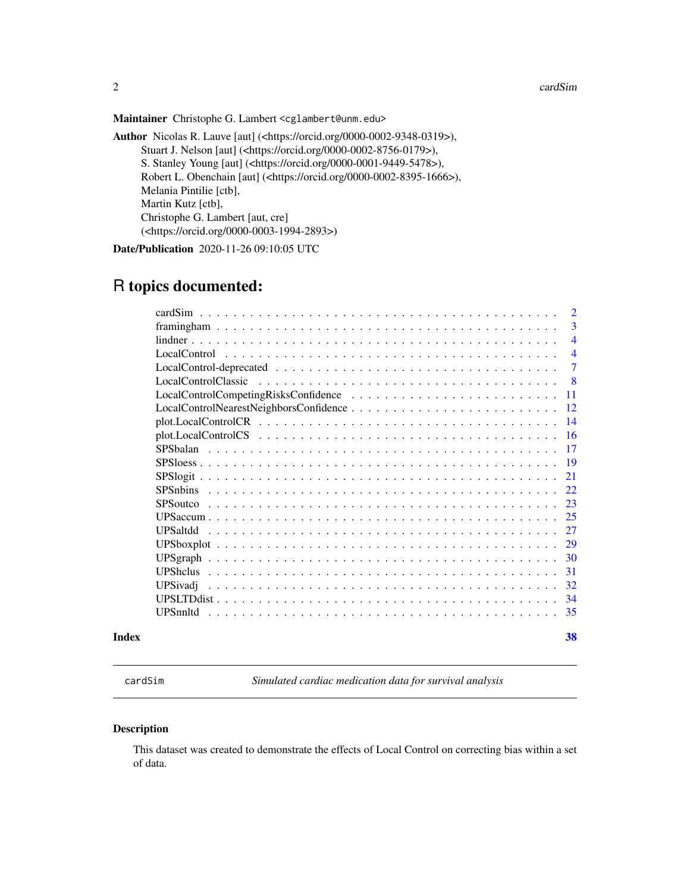**Maintainer** Christophe G. Lambert <cglambert@unm.edu>

**Author** Nicolas R. Lauve [aut] (<https://orcid.org/0000-0002-9348-0319>),
Stuart J. Nelson [aut] (<https://orcid.org/0000-0002-8756-0179>),
S. Stanley Young [aut] (<https://orcid.org/0000-0001-9449-5478>),
Robert L. Obenchain [aut] (<https://orcid.org/0000-0002-8395-1666>),
Melania Pintilie [ctb],
Martin Kutz [ctb],
Christophe G. Lambert [aut, cre]
(<https://orcid.org/0000-0003-1994-2893>)

**Date/Publication** 2020-11-26 09:10:05 UTC

# R topics documented:

| | |
|---|---|
| cardSim | 2 |
| framingham | 3 |
| lindner | 4 |
| LocalControl | 4 |
| LocalControl-deprecated | 7 |
| LocalControlClassic | 8 |
| LocalControlCompetingRisksConfidence | 11 |
| LocalControlNearestNeighborsConfidence | 12 |
| plot.LocalControlCR | 14 |
| plot.LocalControlCS | 16 |
| SPSbalan | 17 |
| SPSloess | 19 |
| SPSlogit | 21 |
| SPSnbins | 22 |
| SPSoutco | 23 |
| UPSaccum | 25 |
| UPSaltdd | 27 |
| UPSboxplot | 29 |
| UPSgraph | 30 |
| UPShclus | 31 |
| UPSivadj | 32 |
| UPSLTDdist | 34 |
| UPSnnltd | 35 |
| **Index** | **38** |

---

## cardSim — *Simulated cardiac medication data for survival analysis*

### Description

This dataset was created to demonstrate the effects of Local Control on correcting bias within a set of data.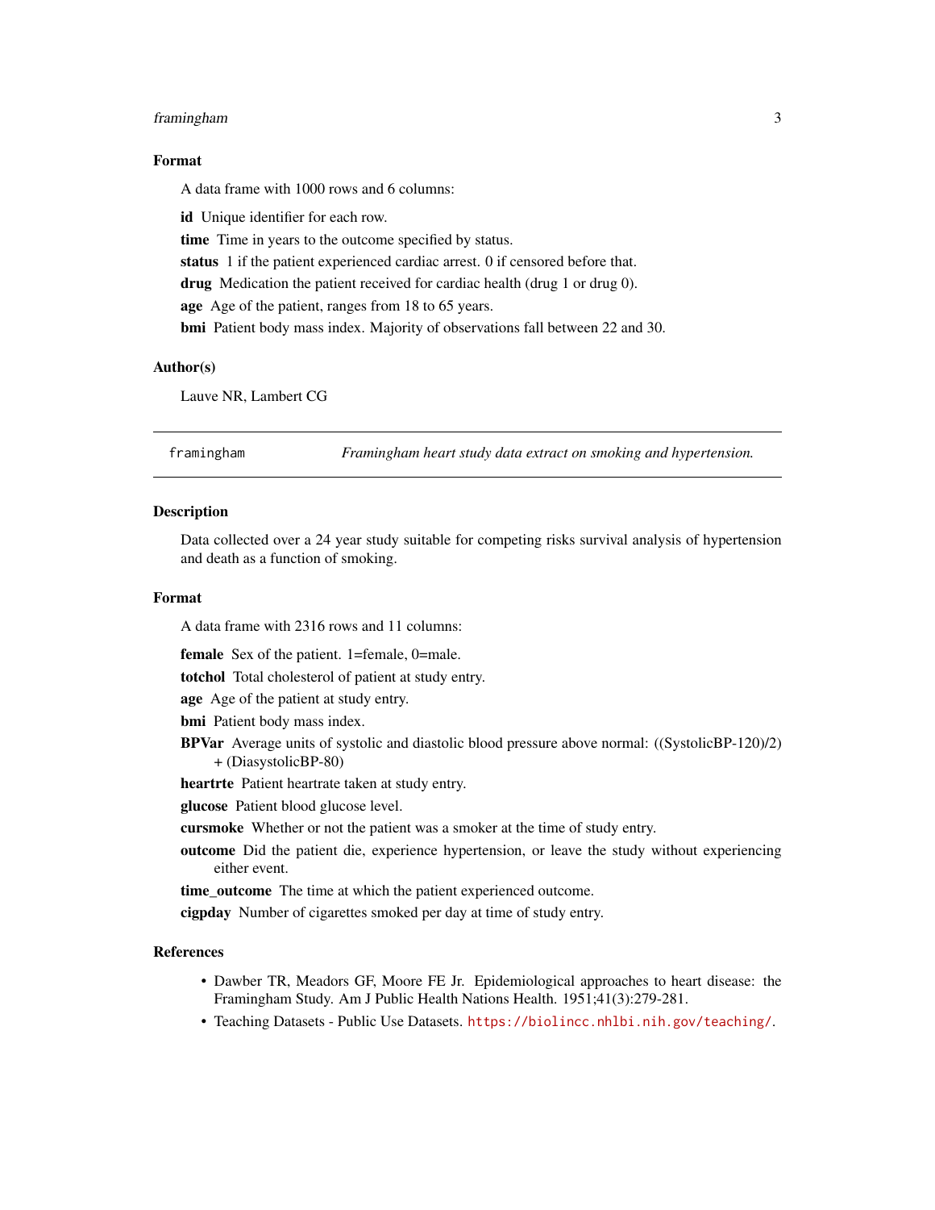## Format

A data frame with 1000 rows and 6 columns:

**id** Unique identifier for each row.

**time** Time in years to the outcome specified by status.

**status** 1 if the patient experienced cardiac arrest. 0 if censored before that.

**drug** Medication the patient received for cardiac health (drug 1 or drug 0).

**age** Age of the patient, ranges from 18 to 65 years.

**bmi** Patient body mass index. Majority of observations fall between 22 and 30.

## Author(s)

Lauve NR, Lambert CG

---

framingham — *Framingham heart study data extract on smoking and hypertension.*

---

## Description

Data collected over a 24 year study suitable for competing risks survival analysis of hypertension and death as a function of smoking.

## Format

A data frame with 2316 rows and 11 columns:

**female** Sex of the patient. 1=female, 0=male.

**totchol** Total cholesterol of patient at study entry.

**age** Age of the patient at study entry.

**bmi** Patient body mass index.

**BPVar** Average units of systolic and diastolic blood pressure above normal: ((SystolicBP-120)/2) + (DiasystolicBP-80)

**heartrte** Patient heartrate taken at study entry.

**glucose** Patient blood glucose level.

**cursmoke** Whether or not the patient was a smoker at the time of study entry.

**outcome** Did the patient die, experience hypertension, or leave the study without experiencing either event.

**time_outcome** The time at which the patient experienced outcome.

**cigpday** Number of cigarettes smoked per day at time of study entry.

## References

- Dawber TR, Meadors GF, Moore FE Jr. Epidemiological approaches to heart disease: the Framingham Study. Am J Public Health Nations Health. 1951;41(3):279-281.
- Teaching Datasets - Public Use Datasets. https://biolincc.nhlbi.nih.gov/teaching/.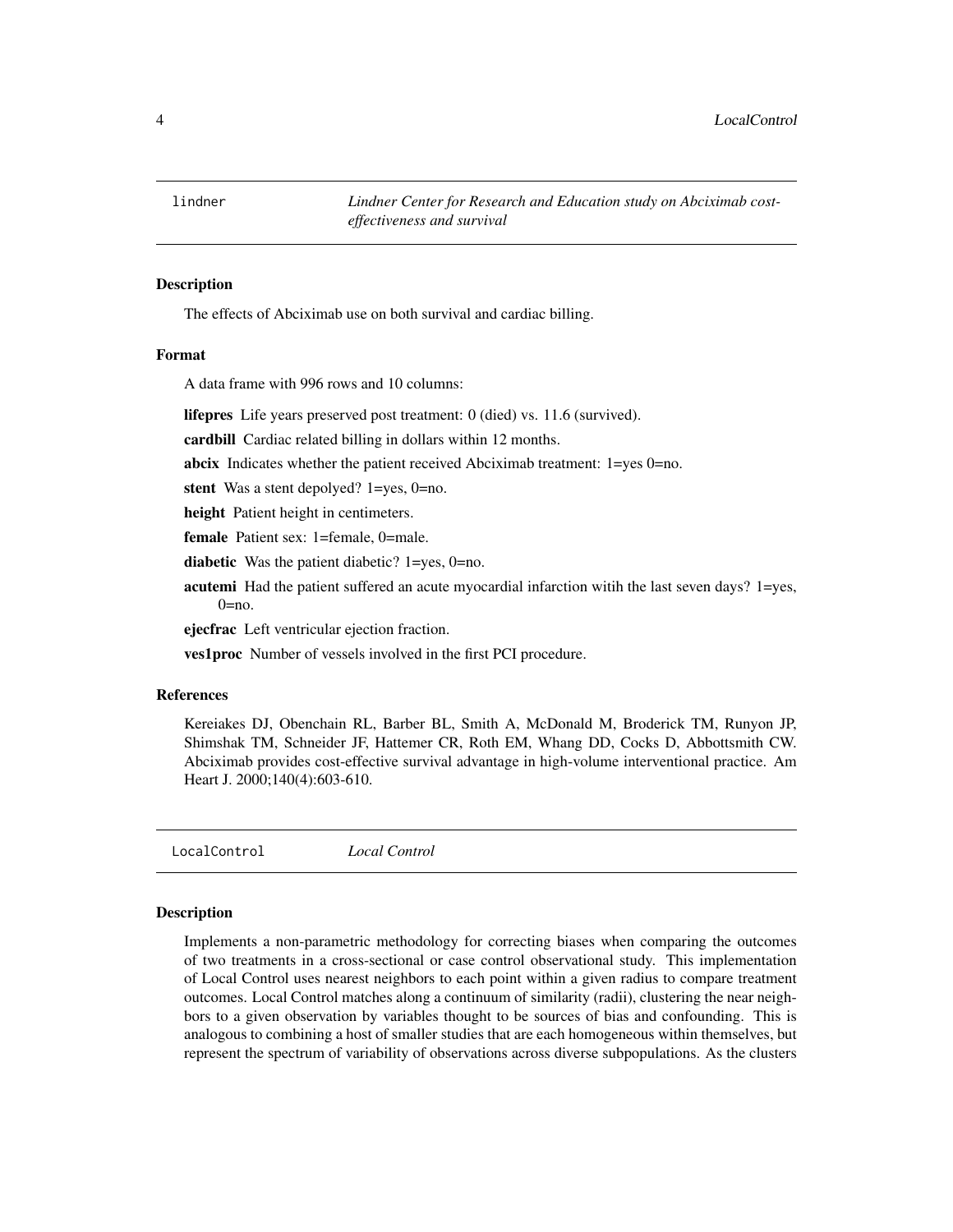## lindner — *Lindner Center for Research and Education study on Abciximab cost-effectiveness and survival*

### Description

The effects of Abciximab use on both survival and cardiac billing.

### Format

A data frame with 996 rows and 10 columns:

**lifepres** Life years preserved post treatment: 0 (died) vs. 11.6 (survived).

**cardbill** Cardiac related billing in dollars within 12 months.

**abcix** Indicates whether the patient received Abciximab treatment: 1=yes 0=no.

**stent** Was a stent depolyed? 1=yes, 0=no.

**height** Patient height in centimeters.

**female** Patient sex: 1=female, 0=male.

**diabetic** Was the patient diabetic? 1=yes, 0=no.

**acutemi** Had the patient suffered an acute myocardial infarction witih the last seven days? 1=yes, 0=no.

**ejecfrac** Left ventricular ejection fraction.

**ves1proc** Number of vessels involved in the first PCI procedure.

### References

Kereiakes DJ, Obenchain RL, Barber BL, Smith A, McDonald M, Broderick TM, Runyon JP, Shimshak TM, Schneider JF, Hattemer CR, Roth EM, Whang DD, Cocks D, Abbottsmith CW. Abciximab provides cost-effective survival advantage in high-volume interventional practice. Am Heart J. 2000;140(4):603-610.

## LocalControl — *Local Control*

### Description

Implements a non-parametric methodology for correcting biases when comparing the outcomes of two treatments in a cross-sectional or case control observational study. This implementation of Local Control uses nearest neighbors to each point within a given radius to compare treatment outcomes. Local Control matches along a continuum of similarity (radii), clustering the near neighbors to a given observation by variables thought to be sources of bias and confounding. This is analogous to combining a host of smaller studies that are each homogeneous within themselves, but represent the spectrum of variability of observations across diverse subpopulations. As the clusters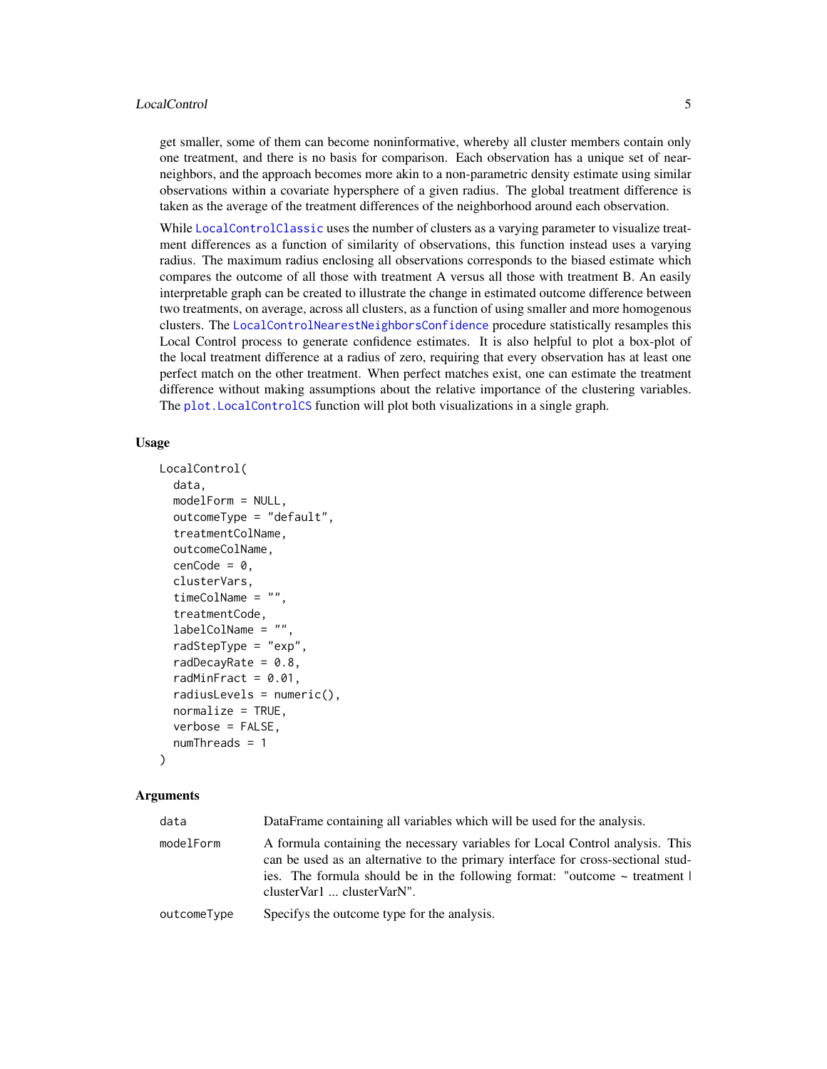get smaller, some of them can become noninformative, whereby all cluster members contain only one treatment, and there is no basis for comparison. Each observation has a unique set of near-neighbors, and the approach becomes more akin to a non-parametric density estimate using similar observations within a covariate hypersphere of a given radius. The global treatment difference is taken as the average of the treatment differences of the neighborhood around each observation.

While LocalControlClassic uses the number of clusters as a varying parameter to visualize treatment differences as a function of similarity of observations, this function instead uses a varying radius. The maximum radius enclosing all observations corresponds to the biased estimate which compares the outcome of all those with treatment A versus all those with treatment B. An easily interpretable graph can be created to illustrate the change in estimated outcome difference between two treatments, on average, across all clusters, as a function of using smaller and more homogenous clusters. The LocalControlNearestNeighborsConfidence procedure statistically resamples this Local Control process to generate confidence estimates. It is also helpful to plot a box-plot of the local treatment difference at a radius of zero, requiring that every observation has at least one perfect match on the other treatment. When perfect matches exist, one can estimate the treatment difference without making assumptions about the relative importance of the clustering variables. The plot.LocalControlCS function will plot both visualizations in a single graph.

### Usage

```
LocalControl(
  data,
  modelForm = NULL,
  outcomeType = "default",
  treatmentColName,
  outcomeColName,
  cenCode = 0,
  clusterVars,
  timeColName = "",
  treatmentCode,
  labelColName = "",
  radStepType = "exp",
  radDecayRate = 0.8,
  radMinFract = 0.01,
  radiusLevels = numeric(),
  normalize = TRUE,
  verbose = FALSE,
  numThreads = 1
)
```

### Arguments

| | |
|---|---|
| data | DataFrame containing all variables which will be used for the analysis. |
| modelForm | A formula containing the necessary variables for Local Control analysis. This can be used as an alternative to the primary interface for cross-sectional studies. The formula should be in the following format: "outcome ~ treatment \| clusterVar1 ... clusterVarN". |
| outcomeType | Specifys the outcome type for the analysis. |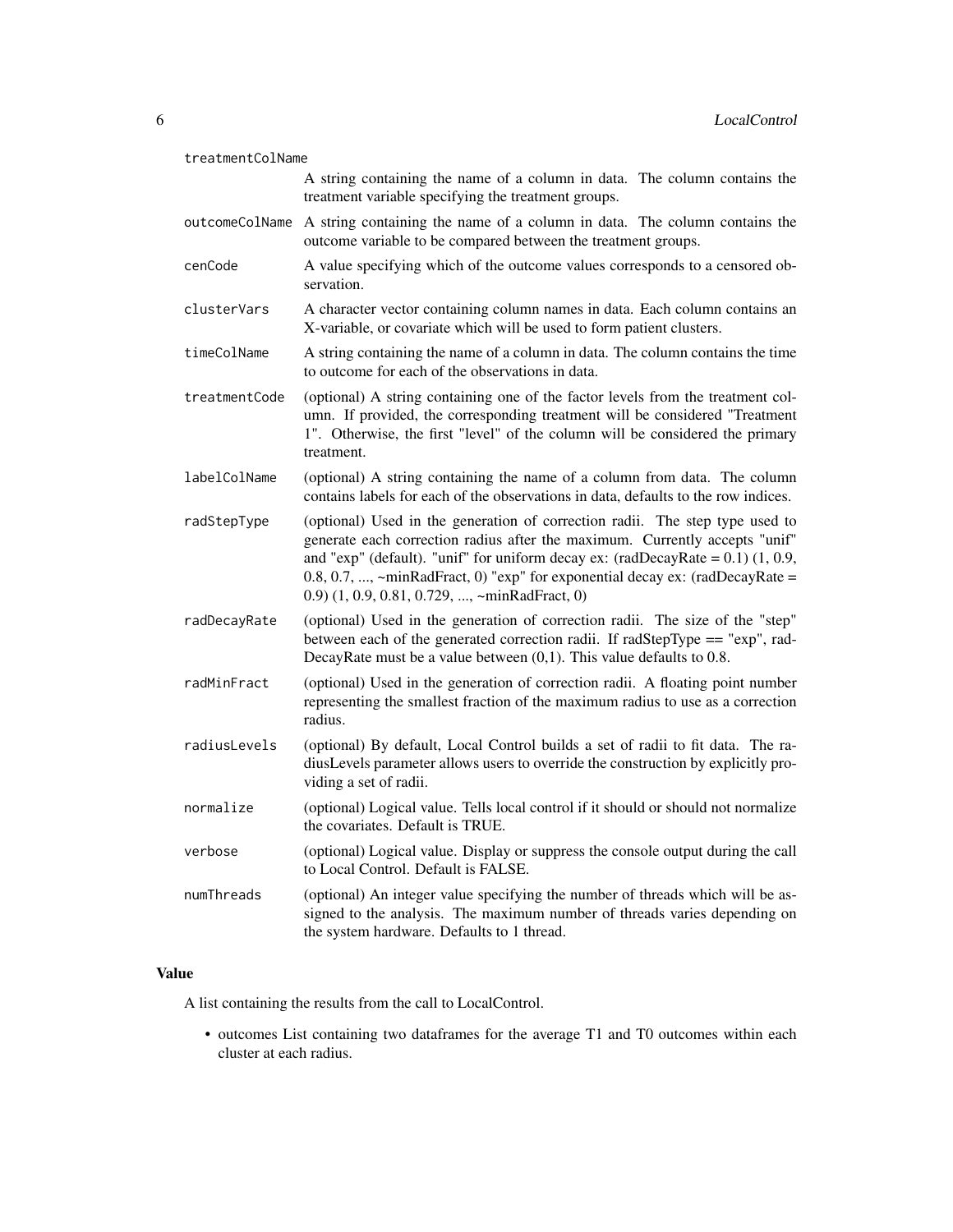treatmentColName
: A string containing the name of a column in data. The column contains the treatment variable specifying the treatment groups.

outcomeColName
: A string containing the name of a column in data. The column contains the outcome variable to be compared between the treatment groups.

cenCode
: A value specifying which of the outcome values corresponds to a censored observation.

clusterVars
: A character vector containing column names in data. Each column contains an X-variable, or covariate which will be used to form patient clusters.

timeColName
: A string containing the name of a column in data. The column contains the time to outcome for each of the observations in data.

treatmentCode
: (optional) A string containing one of the factor levels from the treatment column. If provided, the corresponding treatment will be considered "Treatment 1". Otherwise, the first "level" of the column will be considered the primary treatment.

labelColName
: (optional) A string containing the name of a column from data. The column contains labels for each of the observations in data, defaults to the row indices.

radStepType
: (optional) Used in the generation of correction radii. The step type used to generate each correction radius after the maximum. Currently accepts "unif" and "exp" (default). "unif" for uniform decay ex: (radDecayRate = 0.1) (1, 0.9, 0.8, 0.7, ..., ~minRadFract, 0) "exp" for exponential decay ex: (radDecayRate = 0.9) (1, 0.9, 0.81, 0.729, ..., ~minRadFract, 0)

radDecayRate
: (optional) Used in the generation of correction radii. The size of the "step" between each of the generated correction radii. If radStepType == "exp", radDecayRate must be a value between (0,1). This value defaults to 0.8.

radMinFract
: (optional) Used in the generation of correction radii. A floating point number representing the smallest fraction of the maximum radius to use as a correction radius.

radiusLevels
: (optional) By default, Local Control builds a set of radii to fit data. The radiusLevels parameter allows users to override the construction by explicitly providing a set of radii.

normalize
: (optional) Logical value. Tells local control if it should or should not normalize the covariates. Default is TRUE.

verbose
: (optional) Logical value. Display or suppress the console output during the call to Local Control. Default is FALSE.

numThreads
: (optional) An integer value specifying the number of threads which will be assigned to the analysis. The maximum number of threads varies depending on the system hardware. Defaults to 1 thread.

### Value

A list containing the results from the call to LocalControl.

- outcomes List containing two dataframes for the average T1 and T0 outcomes within each cluster at each radius.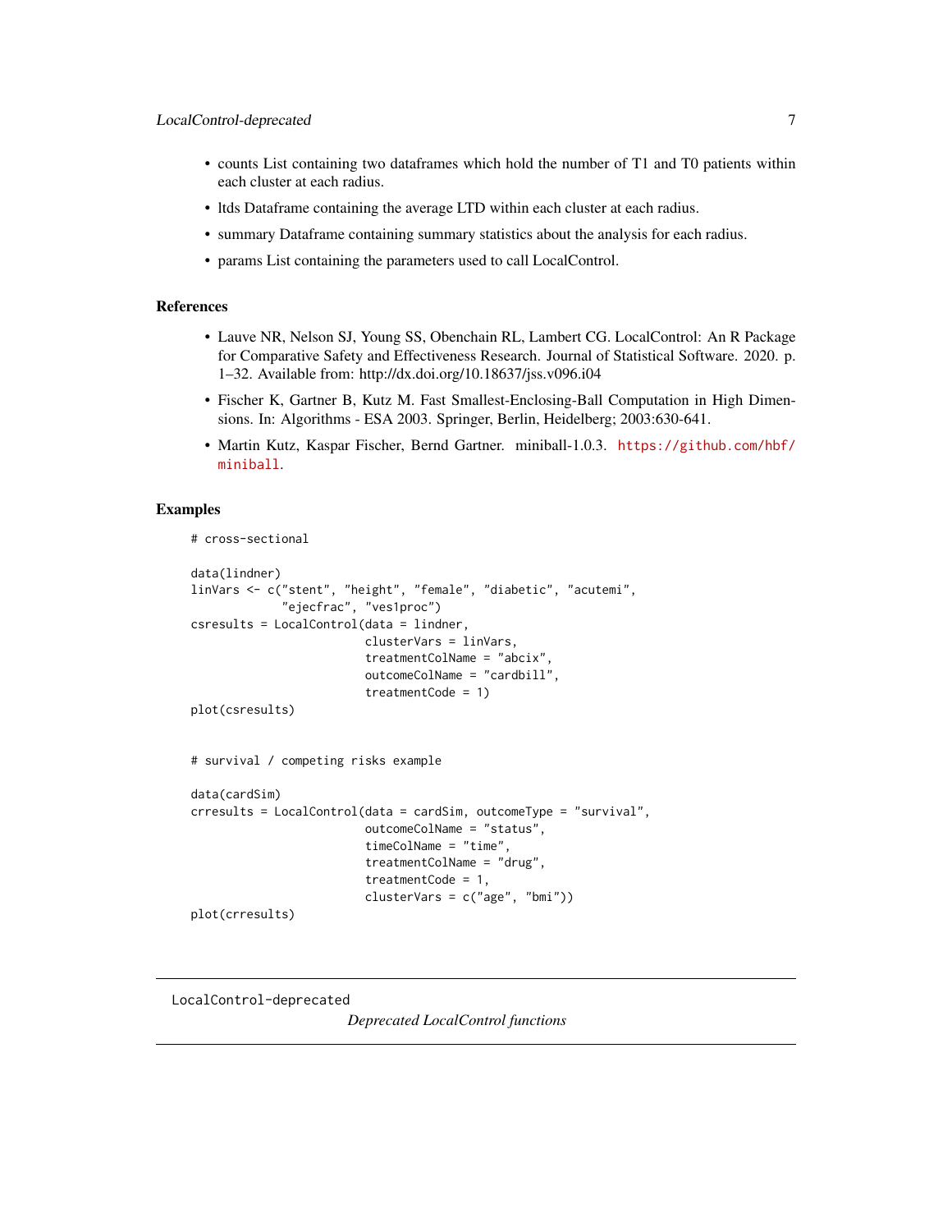- counts List containing two dataframes which hold the number of T1 and T0 patients within each cluster at each radius.
- ltds Dataframe containing the average LTD within each cluster at each radius.
- summary Dataframe containing summary statistics about the analysis for each radius.
- params List containing the parameters used to call LocalControl.

## References

- Lauve NR, Nelson SJ, Young SS, Obenchain RL, Lambert CG. LocalControl: An R Package for Comparative Safety and Effectiveness Research. Journal of Statistical Software. 2020. p. 1–32. Available from: http://dx.doi.org/10.18637/jss.v096.i04
- Fischer K, Gartner B, Kutz M. Fast Smallest-Enclosing-Ball Computation in High Dimensions. In: Algorithms - ESA 2003. Springer, Berlin, Heidelberg; 2003:630-641.
- Martin Kutz, Kaspar Fischer, Bernd Gartner. miniball-1.0.3. https://github.com/hbf/miniball.

## Examples

```
# cross-sectional

data(lindner)
linVars <- c("stent", "height", "female", "diabetic", "acutemi",
             "ejecfrac", "ves1proc")
csresults = LocalControl(data = lindner,
                         clusterVars = linVars,
                         treatmentColName = "abcix",
                         outcomeColName = "cardbill",
                         treatmentCode = 1)
plot(csresults)


# survival / competing risks example

data(cardSim)
crresults = LocalControl(data = cardSim, outcomeType = "survival",
                         outcomeColName = "status",
                         timeColName = "time",
                         treatmentColName = "drug",
                         treatmentCode = 1,
                         clusterVars = c("age", "bmi"))
plot(crresults)
```

---

`LocalControl-deprecated` *Deprecated LocalControl functions*

---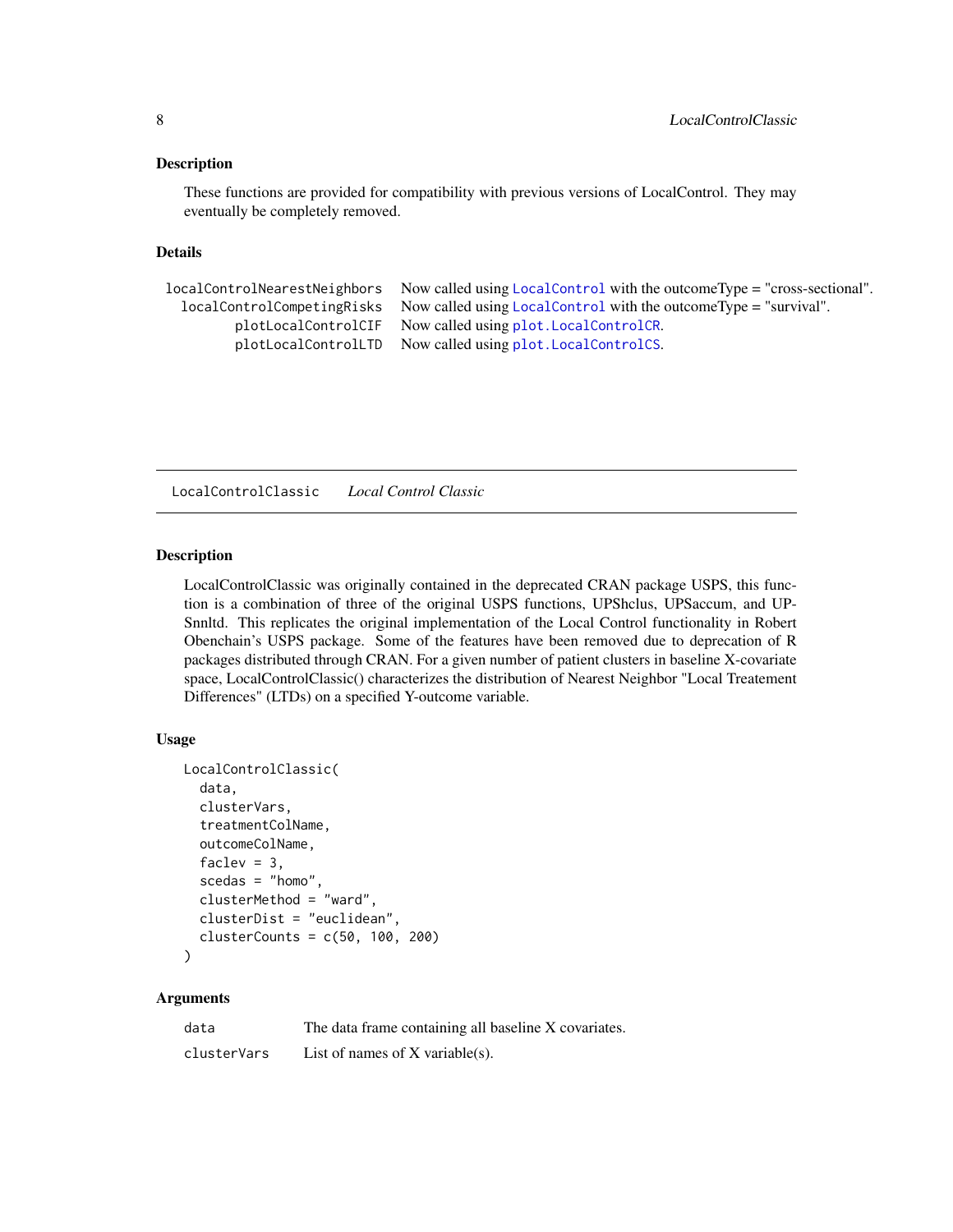## Description

These functions are provided for compatibility with previous versions of LocalControl. They may eventually be completely removed.

## Details

| | |
|---|---|
| `localControlNearestNeighbors` | Now called using `LocalControl` with the outcomeType = "cross-sectional". |
| `localControlCompetingRisks` | Now called using `LocalControl` with the outcomeType = "survival". |
| `plotLocalControlCIF` | Now called using `plot.LocalControlCR`. |
| `plotLocalControlLTD` | Now called using `plot.LocalControlCS`. |

---

# LocalControlClassic *Local Control Classic*

## Description

LocalControlClassic was originally contained in the deprecated CRAN package USPS, this function is a combination of three of the original USPS functions, UPShclus, UPSaccum, and UPSnnltd. This replicates the original implementation of the Local Control functionality in Robert Obenchain's USPS package. Some of the features have been removed due to deprecation of R packages distributed through CRAN. For a given number of patient clusters in baseline X-covariate space, LocalControlClassic() characterizes the distribution of Nearest Neighbor "Local Treatement Differences" (LTDs) on a specified Y-outcome variable.

## Usage

```
LocalControlClassic(
  data,
  clusterVars,
  treatmentColName,
  outcomeColName,
  faclev = 3,
  scedas = "homo",
  clusterMethod = "ward",
  clusterDist = "euclidean",
  clusterCounts = c(50, 100, 200)
)
```

## Arguments

| | |
|---|---|
| `data` | The data frame containing all baseline X covariates. |
| `clusterVars` | List of names of X variable(s). |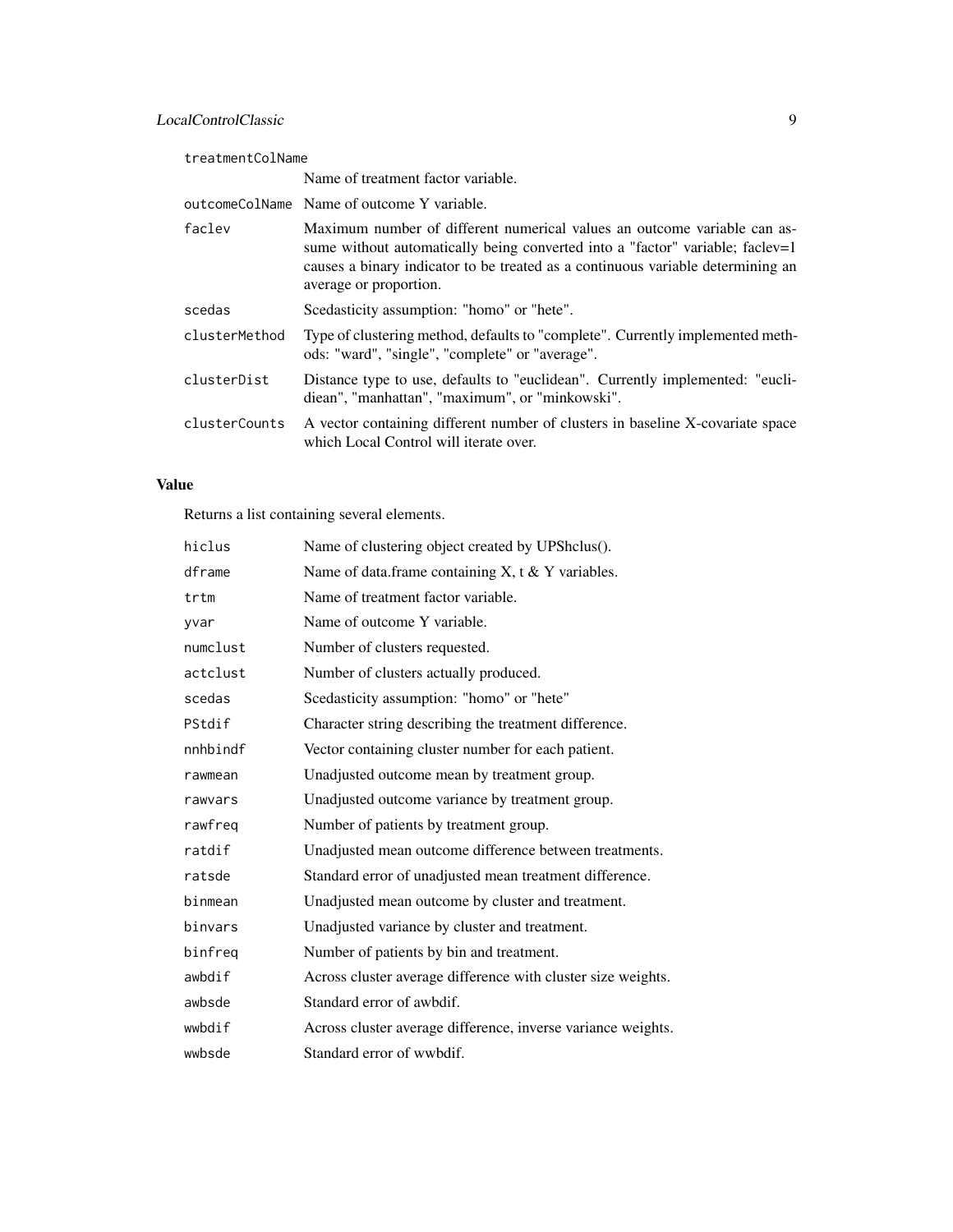treatmentColName
: Name of treatment factor variable.

outcomeColName
: Name of outcome Y variable.

faclev
: Maximum number of different numerical values an outcome variable can assume without automatically being converted into a "factor" variable; faclev=1 causes a binary indicator to be treated as a continuous variable determining an average or proportion.

scedas
: Scedasticity assumption: "homo" or "hete".

clusterMethod
: Type of clustering method, defaults to "complete". Currently implemented methods: "ward", "single", "complete" or "average".

clusterDist
: Distance type to use, defaults to "euclidean". Currently implemented: "euclidean", "manhattan", "maximum", or "minkowski".

clusterCounts
: A vector containing different number of clusters in baseline X-covariate space which Local Control will iterate over.

## Value

Returns a list containing several elements.

| | |
|---|---|
| `hiclus` | Name of clustering object created by UPShclus(). |
| `dframe` | Name of data.frame containing X, t & Y variables. |
| `trtm` | Name of treatment factor variable. |
| `yvar` | Name of outcome Y variable. |
| `numclust` | Number of clusters requested. |
| `actclust` | Number of clusters actually produced. |
| `scedas` | Scedasticity assumption: "homo" or "hete" |
| `PStdif` | Character string describing the treatment difference. |
| `nnhbindf` | Vector containing cluster number for each patient. |
| `rawmean` | Unadjusted outcome mean by treatment group. |
| `rawvars` | Unadjusted outcome variance by treatment group. |
| `rawfreq` | Number of patients by treatment group. |
| `ratdif` | Unadjusted mean outcome difference between treatments. |
| `ratsde` | Standard error of unadjusted mean treatment difference. |
| `binmean` | Unadjusted mean outcome by cluster and treatment. |
| `binvars` | Unadjusted variance by cluster and treatment. |
| `binfreq` | Number of patients by bin and treatment. |
| `awbdif` | Across cluster average difference with cluster size weights. |
| `awbsde` | Standard error of awbdif. |
| `wwbdif` | Across cluster average difference, inverse variance weights. |
| `wwbsde` | Standard error of wwbdif. |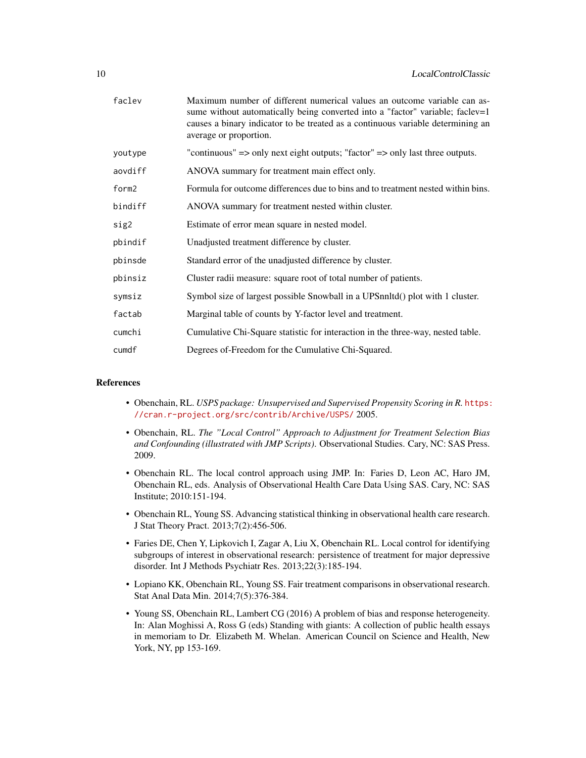| | |
|---|---|
| faclev | Maximum number of different numerical values an outcome variable can assume without automatically being converted into a "factor" variable; faclev=1 causes a binary indicator to be treated as a continuous variable determining an average or proportion. |
| youtype | "continuous" => only next eight outputs; "factor" => only last three outputs. |
| aovdiff | ANOVA summary for treatment main effect only. |
| form2 | Formula for outcome differences due to bins and to treatment nested within bins. |
| bindiff | ANOVA summary for treatment nested within cluster. |
| sig2 | Estimate of error mean square in nested model. |
| pbindif | Unadjusted treatment difference by cluster. |
| pbinsde | Standard error of the unadjusted difference by cluster. |
| pbinsiz | Cluster radii measure: square root of total number of patients. |
| symsiz | Symbol size of largest possible Snowball in a UPSnnltd() plot with 1 cluster. |
| factab | Marginal table of counts by Y-factor level and treatment. |
| cumchi | Cumulative Chi-Square statistic for interaction in the three-way, nested table. |
| cumdf | Degrees of-Freedom for the Cumulative Chi-Squared. |

## References

- Obenchain, RL. *USPS package: Unsupervised and Supervised Propensity Scoring in R.* https://cran.r-project.org/src/contrib/Archive/USPS/ 2005.
- Obenchain, RL. *The "Local Control" Approach to Adjustment for Treatment Selection Bias and Confounding (illustrated with JMP Scripts).* Observational Studies. Cary, NC: SAS Press. 2009.
- Obenchain RL. The local control approach using JMP. In: Faries D, Leon AC, Haro JM, Obenchain RL, eds. Analysis of Observational Health Care Data Using SAS. Cary, NC: SAS Institute; 2010:151-194.
- Obenchain RL, Young SS. Advancing statistical thinking in observational health care research. J Stat Theory Pract. 2013;7(2):456-506.
- Faries DE, Chen Y, Lipkovich I, Zagar A, Liu X, Obenchain RL. Local control for identifying subgroups of interest in observational research: persistence of treatment for major depressive disorder. Int J Methods Psychiatr Res. 2013;22(3):185-194.
- Lopiano KK, Obenchain RL, Young SS. Fair treatment comparisons in observational research. Stat Anal Data Min. 2014;7(5):376-384.
- Young SS, Obenchain RL, Lambert CG (2016) A problem of bias and response heterogeneity. In: Alan Moghissi A, Ross G (eds) Standing with giants: A collection of public health essays in memoriam to Dr. Elizabeth M. Whelan. American Council on Science and Health, New York, NY, pp 153-169.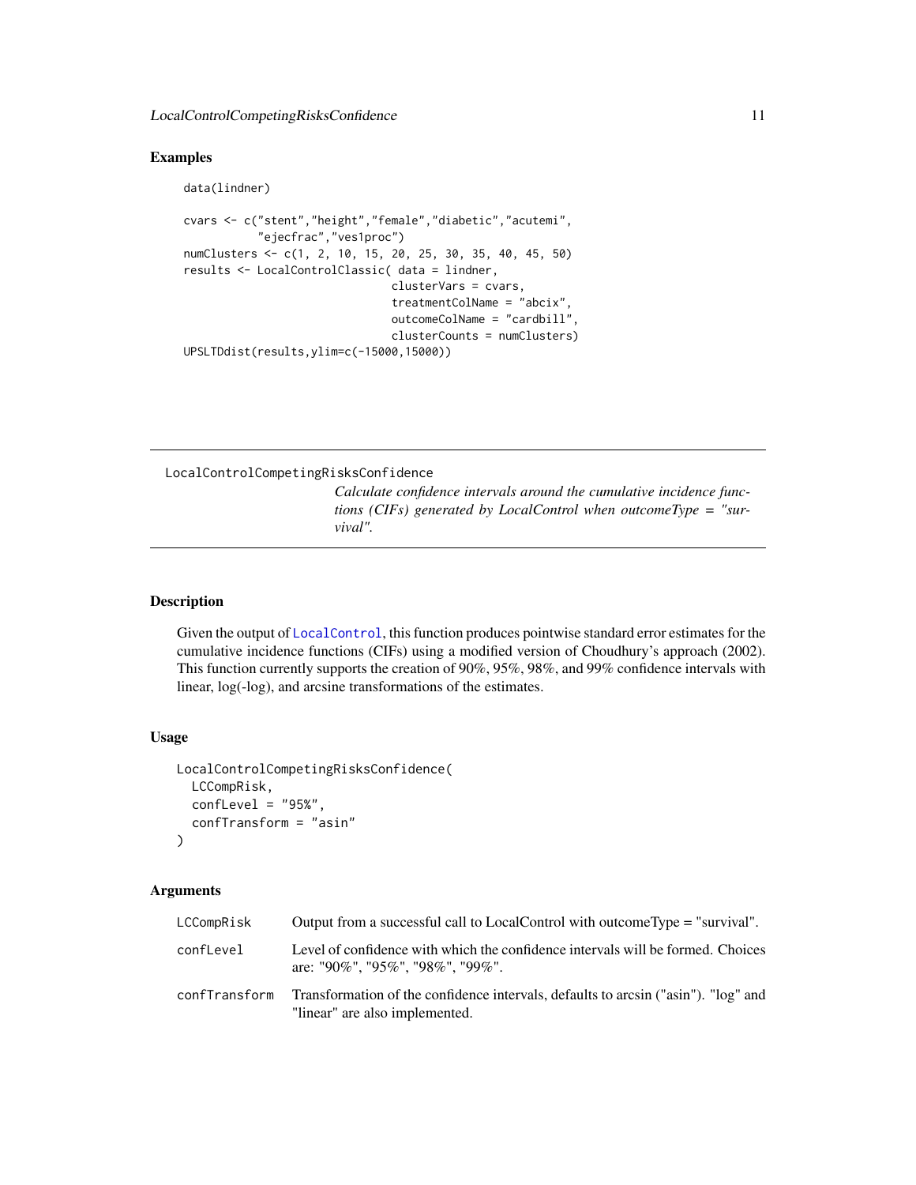## Examples

```
data(lindner)

cvars <- c("stent","height","female","diabetic","acutemi",
           "ejecfrac","ves1proc")
numClusters <- c(1, 2, 10, 15, 20, 25, 30, 35, 40, 45, 50)
results <- LocalControlClassic( data = lindner,
                                clusterVars = cvars,
                                treatmentColName = "abcix",
                                outcomeColName = "cardbill",
                                clusterCounts = numClusters)
UPSLTDdist(results,ylim=c(-15000,15000))
```

---

# LocalControlCompetingRisksConfidence

*Calculate confidence intervals around the cumulative incidence functions (CIFs) generated by LocalControl when outcomeType = "survival".*

---

## Description

Given the output of LocalControl, this function produces pointwise standard error estimates for the cumulative incidence functions (CIFs) using a modified version of Choudhury's approach (2002). This function currently supports the creation of 90%, 95%, 98%, and 99% confidence intervals with linear, log(-log), and arcsine transformations of the estimates.

## Usage

```
LocalControlCompetingRisksConfidence(
  LCCompRisk,
  confLevel = "95%",
  confTransform = "asin"
)
```

## Arguments

| | |
|---|---|
| LCCompRisk | Output from a successful call to LocalControl with outcomeType = "survival". |
| confLevel | Level of confidence with which the confidence intervals will be formed. Choices are: "90%", "95%", "98%", "99%". |
| confTransform | Transformation of the confidence intervals, defaults to arcsin ("asin"). "log" and "linear" are also implemented. |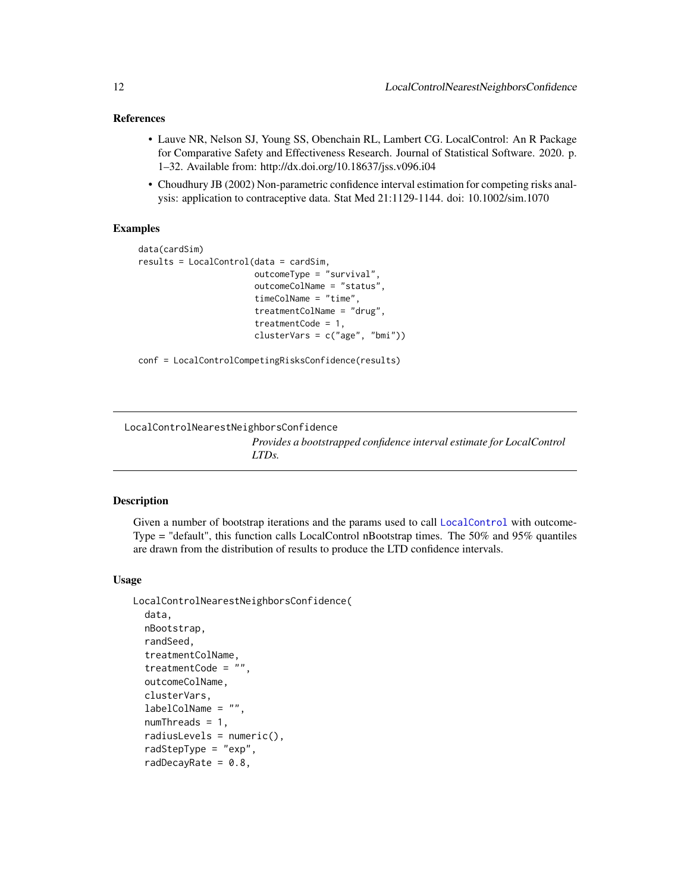## References

- Lauve NR, Nelson SJ, Young SS, Obenchain RL, Lambert CG. LocalControl: An R Package for Comparative Safety and Effectiveness Research. Journal of Statistical Software. 2020. p. 1–32. Available from: http://dx.doi.org/10.18637/jss.v096.i04
- Choudhury JB (2002) Non-parametric confidence interval estimation for competing risks analysis: application to contraceptive data. Stat Med 21:1129-1144. doi: 10.1002/sim.1070

## Examples

```
data(cardSim)
results = LocalControl(data = cardSim,
                       outcomeType = "survival",
                       outcomeColName = "status",
                       timeColName = "time",
                       treatmentColName = "drug",
                       treatmentCode = 1,
                       clusterVars = c("age", "bmi"))

conf = LocalControlCompetingRisksConfidence(results)
```

---

`LocalControlNearestNeighborsConfidence`

*Provides a bootstrapped confidence interval estimate for LocalControl LTDs.*

---

## Description

Given a number of bootstrap iterations and the params used to call LocalControl with outcomeType = "default", this function calls LocalControl nBootstrap times. The 50% and 95% quantiles are drawn from the distribution of results to produce the LTD confidence intervals.

## Usage

```
LocalControlNearestNeighborsConfidence(
  data,
  nBootstrap,
  randSeed,
  treatmentColName,
  treatmentCode = "",
  outcomeColName,
  clusterVars,
  labelColName = "",
  numThreads = 1,
  radiusLevels = numeric(),
  radStepType = "exp",
  radDecayRate = 0.8,
```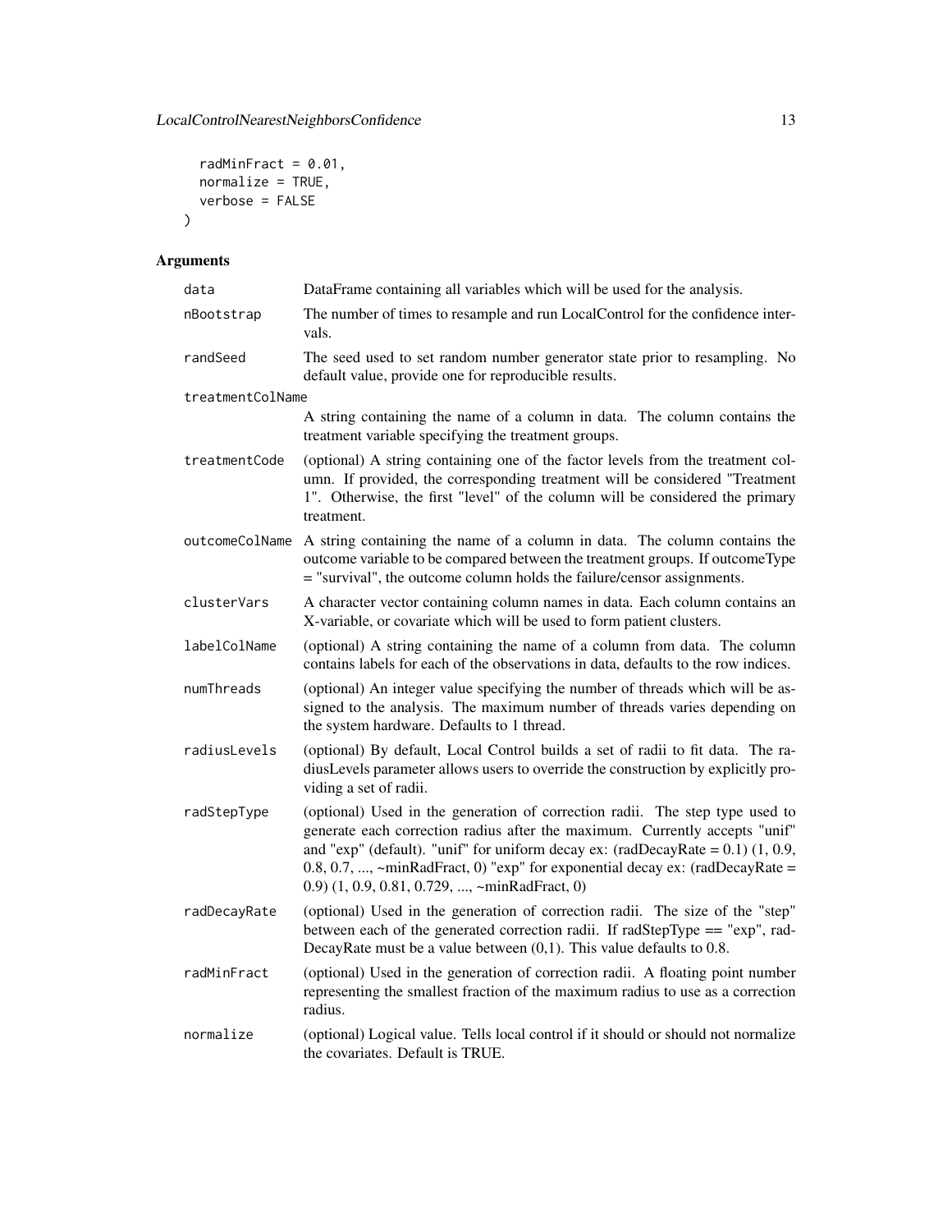```
  radMinFract = 0.01,
  normalize = TRUE,
  verbose = FALSE
)
```

## Arguments

| Argument | Description |
|---|---|
| data | DataFrame containing all variables which will be used for the analysis. |
| nBootstrap | The number of times to resample and run LocalControl for the confidence intervals. |
| randSeed | The seed used to set random number generator state prior to resampling. No default value, provide one for reproducible results. |
| treatmentColName | A string containing the name of a column in data. The column contains the treatment variable specifying the treatment groups. |
| treatmentCode | (optional) A string containing one of the factor levels from the treatment column. If provided, the corresponding treatment will be considered "Treatment 1". Otherwise, the first "level" of the column will be considered the primary treatment. |
| outcomeColName | A string containing the name of a column in data. The column contains the outcome variable to be compared between the treatment groups. If outcomeType = "survival", the outcome column holds the failure/censor assignments. |
| clusterVars | A character vector containing column names in data. Each column contains an X-variable, or covariate which will be used to form patient clusters. |
| labelColName | (optional) A string containing the name of a column from data. The column contains labels for each of the observations in data, defaults to the row indices. |
| numThreads | (optional) An integer value specifying the number of threads which will be assigned to the analysis. The maximum number of threads varies depending on the system hardware. Defaults to 1 thread. |
| radiusLevels | (optional) By default, Local Control builds a set of radii to fit data. The radiusLevels parameter allows users to override the construction by explicitly providing a set of radii. |
| radStepType | (optional) Used in the generation of correction radii. The step type used to generate each correction radius after the maximum. Currently accepts "unif" and "exp" (default). "unif" for uniform decay ex: (radDecayRate = 0.1) (1, 0.9, 0.8, 0.7, ..., ~minRadFract, 0) "exp" for exponential decay ex: (radDecayRate = 0.9) (1, 0.9, 0.81, 0.729, ..., ~minRadFract, 0) |
| radDecayRate | (optional) Used in the generation of correction radii. The size of the "step" between each of the generated correction radii. If radStepType == "exp", radDecayRate must be a value between (0,1). This value defaults to 0.8. |
| radMinFract | (optional) Used in the generation of correction radii. A floating point number representing the smallest fraction of the maximum radius to use as a correction radius. |
| normalize | (optional) Logical value. Tells local control if it should or should not normalize the covariates. Default is TRUE. |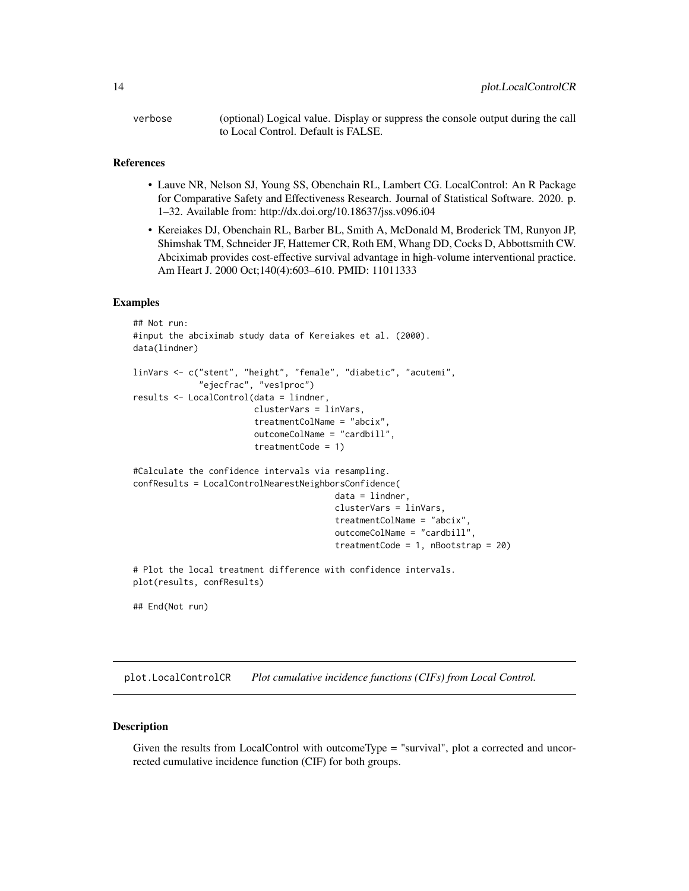verbose (optional) Logical value. Display or suppress the console output during the call to Local Control. Default is FALSE.

### References

- Lauve NR, Nelson SJ, Young SS, Obenchain RL, Lambert CG. LocalControl: An R Package for Comparative Safety and Effectiveness Research. Journal of Statistical Software. 2020. p. 1–32. Available from: http://dx.doi.org/10.18637/jss.v096.i04
- Kereiakes DJ, Obenchain RL, Barber BL, Smith A, McDonald M, Broderick TM, Runyon JP, Shimshak TM, Schneider JF, Hattemer CR, Roth EM, Whang DD, Cocks D, Abbottsmith CW. Abciximab provides cost-effective survival advantage in high-volume interventional practice. Am Heart J. 2000 Oct;140(4):603–610. PMID: 11011333

### Examples

```
## Not run:
#input the abciximab study data of Kereiakes et al. (2000).
data(lindner)

linVars <- c("stent", "height", "female", "diabetic", "acutemi",
             "ejecfrac", "ves1proc")
results <- LocalControl(data = lindner,
                        clusterVars = linVars,
                        treatmentColName = "abcix",
                        outcomeColName = "cardbill",
                        treatmentCode = 1)

#Calculate the confidence intervals via resampling.
confResults = LocalControlNearestNeighborsConfidence(
                                        data = lindner,
                                        clusterVars = linVars,
                                        treatmentColName = "abcix",
                                        outcomeColName = "cardbill",
                                        treatmentCode = 1, nBootstrap = 20)

# Plot the local treatment difference with confidence intervals.
plot(results, confResults)

## End(Not run)
```

---

## plot.LocalControlCR *Plot cumulative incidence functions (CIFs) from Local Control.*

### Description

Given the results from LocalControl with outcomeType = "survival", plot a corrected and uncorrected cumulative incidence function (CIF) for both groups.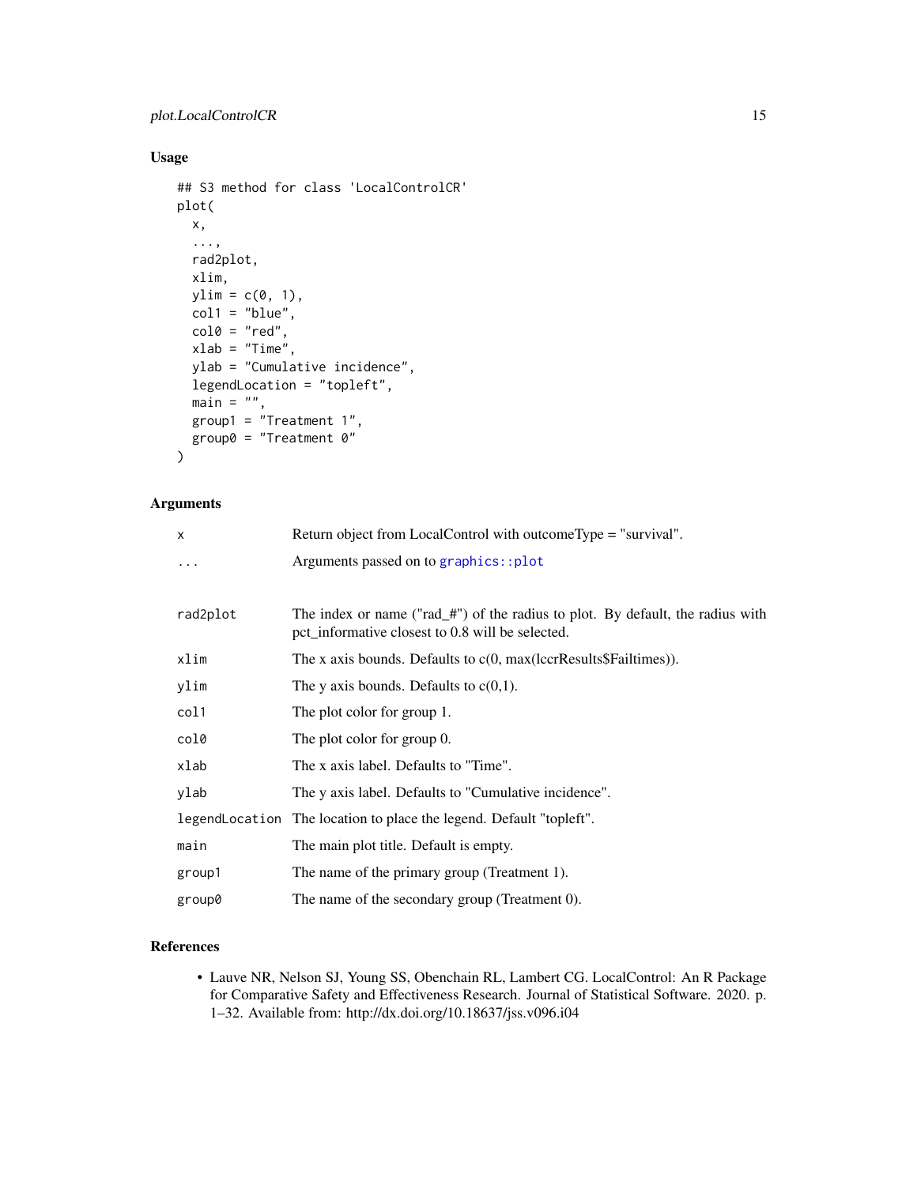## Usage

```
## S3 method for class 'LocalControlCR'
plot(
  x,
  ...,
  rad2plot,
  xlim,
  ylim = c(0, 1),
  col1 = "blue",
  col0 = "red",
  xlab = "Time",
  ylab = "Cumulative incidence",
  legendLocation = "topleft",
  main = "",
  group1 = "Treatment 1",
  group0 = "Treatment 0"
)
```

## Arguments

| | |
|---|---|
| `x` | Return object from LocalControl with outcomeType = "survival". |
| `...` | Arguments passed on to `graphics::plot` |
| `rad2plot` | The index or name ("rad_#") of the radius to plot. By default, the radius with pct_informative closest to 0.8 will be selected. |
| `xlim` | The x axis bounds. Defaults to c(0, max(lccrResults$Failtimes)). |
| `ylim` | The y axis bounds. Defaults to c(0,1). |
| `col1` | The plot color for group 1. |
| `col0` | The plot color for group 0. |
| `xlab` | The x axis label. Defaults to "Time". |
| `ylab` | The y axis label. Defaults to "Cumulative incidence". |
| `legendLocation` | The location to place the legend. Default "topleft". |
| `main` | The main plot title. Default is empty. |
| `group1` | The name of the primary group (Treatment 1). |
| `group0` | The name of the secondary group (Treatment 0). |

## References

- Lauve NR, Nelson SJ, Young SS, Obenchain RL, Lambert CG. LocalControl: An R Package for Comparative Safety and Effectiveness Research. Journal of Statistical Software. 2020. p. 1–32. Available from: http://dx.doi.org/10.18637/jss.v096.i04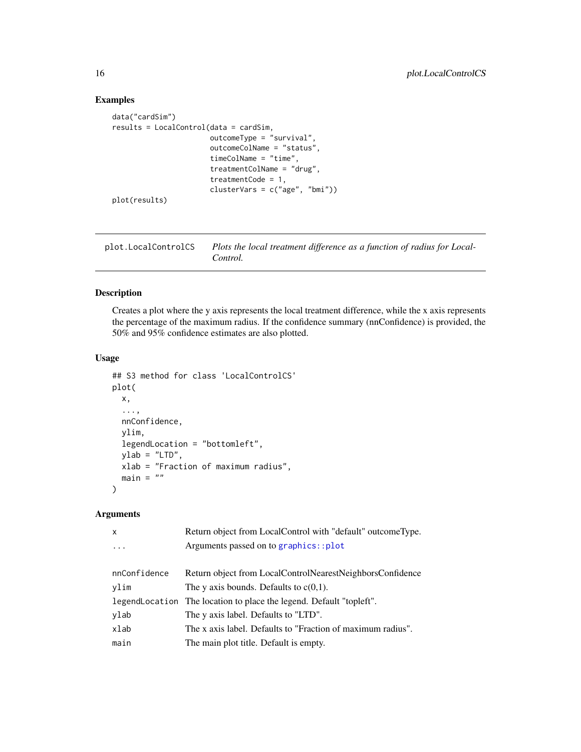## Examples

```
data("cardSim")
results = LocalControl(data = cardSim,
                       outcomeType = "survival",
                       outcomeColName = "status",
                       timeColName = "time",
                       treatmentColName = "drug",
                       treatmentCode = 1,
                       clusterVars = c("age", "bmi"))
plot(results)
```

---

`plot.LocalControlCS` *Plots the local treatment difference as a function of radius for LocalControl.*

---

## Description

Creates a plot where the y axis represents the local treatment difference, while the x axis represents the percentage of the maximum radius. If the confidence summary (nnConfidence) is provided, the 50% and 95% confidence estimates are also plotted.

## Usage

```
## S3 method for class 'LocalControlCS'
plot(
  x,
  ...,
  nnConfidence,
  ylim,
  legendLocation = "bottomleft",
  ylab = "LTD",
  xlab = "Fraction of maximum radius",
  main = ""
)
```

## Arguments

| Argument | Description |
| --- | --- |
| `x` | Return object from LocalControl with "default" outcomeType. |
| `...` | Arguments passed on to `graphics::plot` |
| `nnConfidence` | Return object from LocalControlNearestNeighborsConfidence |
| `ylim` | The y axis bounds. Defaults to c(0,1). |
| `legendLocation` | The location to place the legend. Default "topleft". |
| `ylab` | The y axis label. Defaults to "LTD". |
| `xlab` | The x axis label. Defaults to "Fraction of maximum radius". |
| `main` | The main plot title. Default is empty. |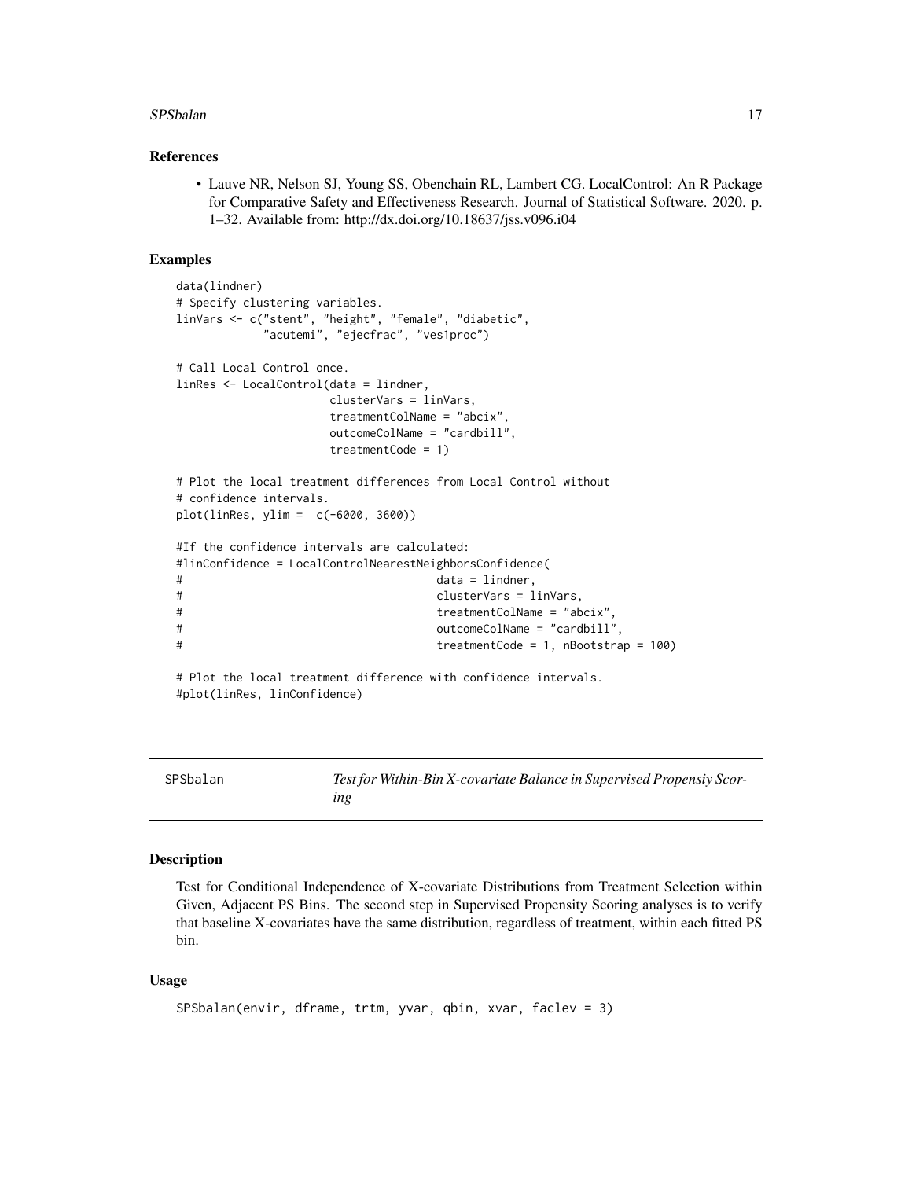### References

- Lauve NR, Nelson SJ, Young SS, Obenchain RL, Lambert CG. LocalControl: An R Package for Comparative Safety and Effectiveness Research. Journal of Statistical Software. 2020. p. 1–32. Available from: http://dx.doi.org/10.18637/jss.v096.i04

### Examples

```
data(lindner)
# Specify clustering variables.
linVars <- c("stent", "height", "female", "diabetic",
             "acutemi", "ejecfrac", "ves1proc")

# Call Local Control once.
linRes <- LocalControl(data = lindner,
                       clusterVars = linVars,
                       treatmentColName = "abcix",
                       outcomeColName = "cardbill",
                       treatmentCode = 1)

# Plot the local treatment differences from Local Control without
# confidence intervals.
plot(linRes, ylim =  c(-6000, 3600))

#If the confidence intervals are calculated:
#linConfidence = LocalControlNearestNeighborsConfidence(
#                                      data = lindner,
#                                      clusterVars = linVars,
#                                      treatmentColName = "abcix",
#                                      outcomeColName = "cardbill",
#                                      treatmentCode = 1, nBootstrap = 100)

# Plot the local treatment difference with confidence intervals.
#plot(linRes, linConfidence)
```

---

## SPSbalan — *Test for Within-Bin X-covariate Balance in Supervised Propensiy Scoring*

---

### Description

Test for Conditional Independence of X-covariate Distributions from Treatment Selection within Given, Adjacent PS Bins. The second step in Supervised Propensity Scoring analyses is to verify that baseline X-covariates have the same distribution, regardless of treatment, within each fitted PS bin.

### Usage

```
SPSbalan(envir, dframe, trtm, yvar, qbin, xvar, faclev = 3)
```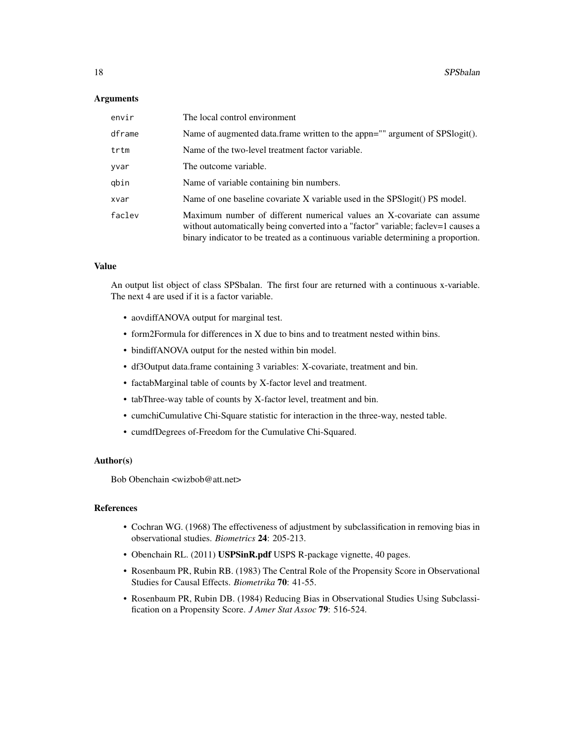## Arguments

| | |
|---|---|
| envir | The local control environment |
| dframe | Name of augmented data.frame written to the appn="" argument of SPSlogit(). |
| trtm | Name of the two-level treatment factor variable. |
| yvar | The outcome variable. |
| qbin | Name of variable containing bin numbers. |
| xvar | Name of one baseline covariate X variable used in the SPSlogit() PS model. |
| faclev | Maximum number of different numerical values an X-covariate can assume without automatically being converted into a "factor" variable; faclev=1 causes a binary indicator to be treated as a continuous variable determining a proportion. |

## Value

An output list object of class SPSbalan. The first four are returned with a continuous x-variable. The next 4 are used if it is a factor variable.

- aovdiffANOVA output for marginal test.
- form2Formula for differences in X due to bins and to treatment nested within bins.
- bindiffANOVA output for the nested within bin model.
- df3Output data.frame containing 3 variables: X-covariate, treatment and bin.
- factabMarginal table of counts by X-factor level and treatment.
- tabThree-way table of counts by X-factor level, treatment and bin.
- cumchiCumulative Chi-Square statistic for interaction in the three-way, nested table.
- cumdfDegrees of-Freedom for the Cumulative Chi-Squared.

## Author(s)

Bob Obenchain <wizbob@att.net>

## References

- Cochran WG. (1968) The effectiveness of adjustment by subclassification in removing bias in observational studies. *Biometrics* **24**: 205-213.
- Obenchain RL. (2011) **USPSinR.pdf** USPS R-package vignette, 40 pages.
- Rosenbaum PR, Rubin RB. (1983) The Central Role of the Propensity Score in Observational Studies for Causal Effects. *Biometrika* **70**: 41-55.
- Rosenbaum PR, Rubin DB. (1984) Reducing Bias in Observational Studies Using Subclassification on a Propensity Score. *J Amer Stat Assoc* **79**: 516-524.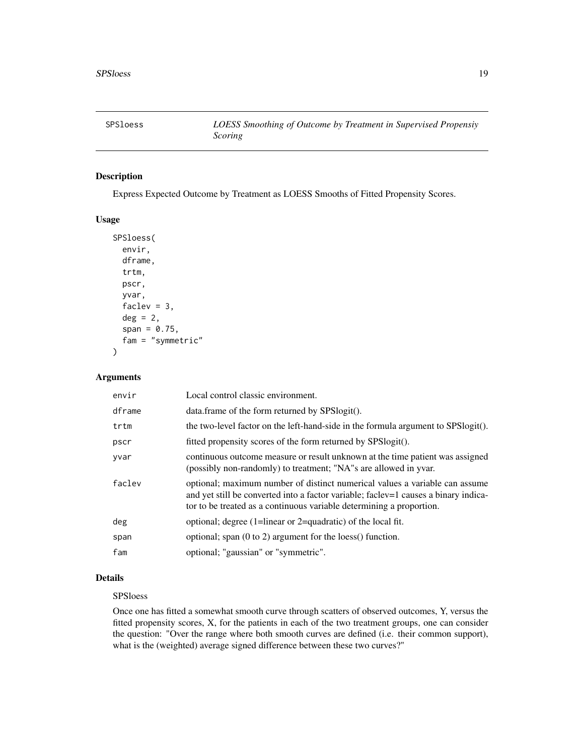## SPSloess — *LOESS Smoothing of Outcome by Treatment in Supervised Propensiy Scoring*

### Description

Express Expected Outcome by Treatment as LOESS Smooths of Fitted Propensity Scores.

### Usage

```
SPSloess(
  envir,
  dframe,
  trtm,
  pscr,
  yvar,
  faclev = 3,
  deg = 2,
  span = 0.75,
  fam = "symmetric"
)
```

### Arguments

| | |
|---|---|
| envir | Local control classic environment. |
| dframe | data.frame of the form returned by SPSlogit(). |
| trtm | the two-level factor on the left-hand-side in the formula argument to SPSlogit(). |
| pscr | fitted propensity scores of the form returned by SPSlogit(). |
| yvar | continuous outcome measure or result unknown at the time patient was assigned (possibly non-randomly) to treatment; "NA"s are allowed in yvar. |
| faclev | optional; maximum number of distinct numerical values a variable can assume and yet still be converted into a factor variable; faclev=1 causes a binary indicator to be treated as a continuous variable determining a proportion. |
| deg | optional; degree (1=linear or 2=quadratic) of the local fit. |
| span | optional; span (0 to 2) argument for the loess() function. |
| fam | optional; "gaussian" or "symmetric". |

### Details

SPSloess

Once one has fitted a somewhat smooth curve through scatters of observed outcomes, Y, versus the fitted propensity scores, X, for the patients in each of the two treatment groups, one can consider the question: "Over the range where both smooth curves are defined (i.e. their common support), what is the (weighted) average signed difference between these two curves?"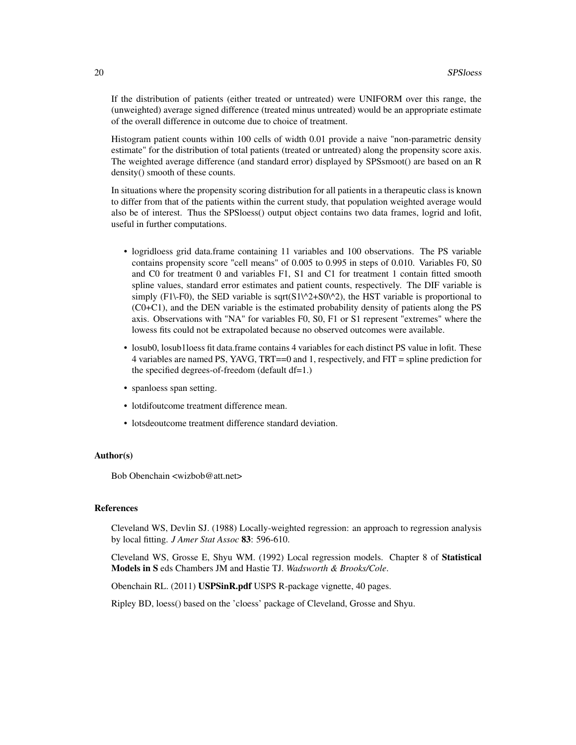If the distribution of patients (either treated or untreated) were UNIFORM over this range, the (unweighted) average signed difference (treated minus untreated) would be an appropriate estimate of the overall difference in outcome due to choice of treatment.

Histogram patient counts within 100 cells of width 0.01 provide a naive "non-parametric density estimate" for the distribution of total patients (treated or untreated) along the propensity score axis. The weighted average difference (and standard error) displayed by SPSsmoot() are based on an R density() smooth of these counts.

In situations where the propensity scoring distribution for all patients in a therapeutic class is known to differ from that of the patients within the current study, that population weighted average would also be of interest. Thus the SPSloess() output object contains two data frames, logrid and lofit, useful in further computations.

- logridloess grid data.frame containing 11 variables and 100 observations. The PS variable contains propensity score "cell means" of 0.005 to 0.995 in steps of 0.010. Variables F0, S0 and C0 for treatment 0 and variables F1, S1 and C1 for treatment 1 contain fitted smooth spline values, standard error estimates and patient counts, respectively. The DIF variable is simply (F1\-F0), the SED variable is sqrt(S1\^2+S0\^2), the HST variable is proportional to (C0+C1), and the DEN variable is the estimated probability density of patients along the PS axis. Observations with "NA" for variables F0, S0, F1 or S1 represent "extremes" where the lowess fits could not be extrapolated because no observed outcomes were available.
- losub0, losub1loess fit data.frame contains 4 variables for each distinct PS value in lofit. These 4 variables are named PS, YAVG, TRT==0 and 1, respectively, and FIT = spline prediction for the specified degrees-of-freedom (default df=1.)
- spanloess span setting.
- lotdifoutcome treatment difference mean.
- lotsdeoutcome treatment difference standard deviation.

### Author(s)

Bob Obenchain <wizbob@att.net>

### References

Cleveland WS, Devlin SJ. (1988) Locally-weighted regression: an approach to regression analysis by local fitting. *J Amer Stat Assoc* **83**: 596-610.

Cleveland WS, Grosse E, Shyu WM. (1992) Local regression models. Chapter 8 of **Statistical Models in S** eds Chambers JM and Hastie TJ. *Wadsworth & Brooks/Cole*.

Obenchain RL. (2011) **USPSinR.pdf** USPS R-package vignette, 40 pages.

Ripley BD, loess() based on the 'cloess' package of Cleveland, Grosse and Shyu.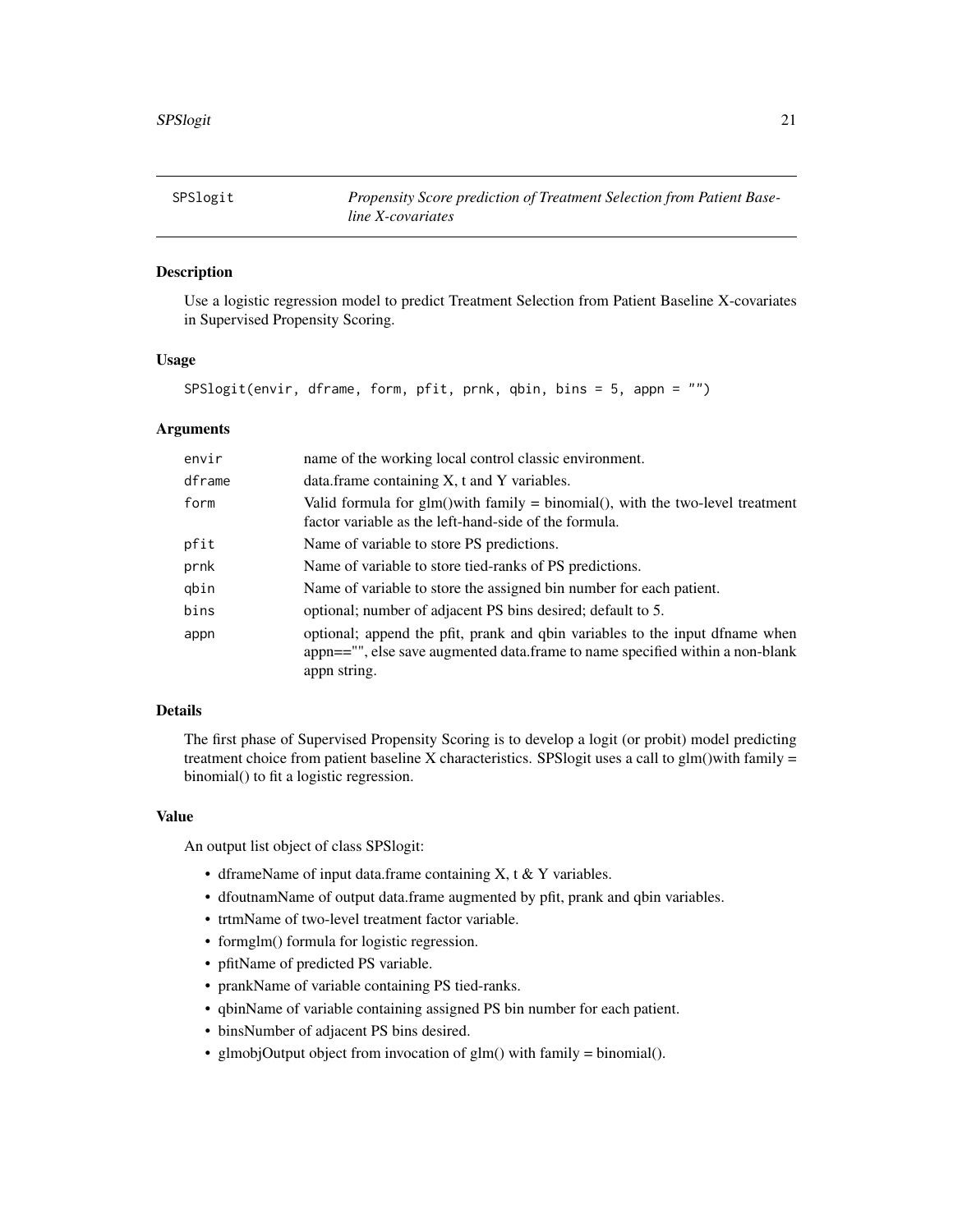## SPSlogit — *Propensity Score prediction of Treatment Selection from Patient Baseline X-covariates*

### Description

Use a logistic regression model to predict Treatment Selection from Patient Baseline X-covariates in Supervised Propensity Scoring.

### Usage

```
SPSlogit(envir, dframe, form, pfit, prnk, qbin, bins = 5, appn = "")
```

### Arguments

| | |
|---|---|
| `envir` | name of the working local control classic environment. |
| `dframe` | data.frame containing X, t and Y variables. |
| `form` | Valid formula for glm()with family = binomial(), with the two-level treatment factor variable as the left-hand-side of the formula. |
| `pfit` | Name of variable to store PS predictions. |
| `prnk` | Name of variable to store tied-ranks of PS predictions. |
| `qbin` | Name of variable to store the assigned bin number for each patient. |
| `bins` | optional; number of adjacent PS bins desired; default to 5. |
| `appn` | optional; append the pfit, prank and qbin variables to the input dfname when appn=="", else save augmented data.frame to name specified within a non-blank appn string. |

### Details

The first phase of Supervised Propensity Scoring is to develop a logit (or probit) model predicting treatment choice from patient baseline X characteristics. SPSlogit uses a call to glm()with family = binomial() to fit a logistic regression.

### Value

An output list object of class SPSlogit:

- dframeName of input data.frame containing X, t & Y variables.
- dfoutnamName of output data.frame augmented by pfit, prank and qbin variables.
- trtmName of two-level treatment factor variable.
- formglm() formula for logistic regression.
- pfitName of predicted PS variable.
- prankName of variable containing PS tied-ranks.
- qbinName of variable containing assigned PS bin number for each patient.
- binsNumber of adjacent PS bins desired.
- glmobjOutput object from invocation of glm() with family = binomial().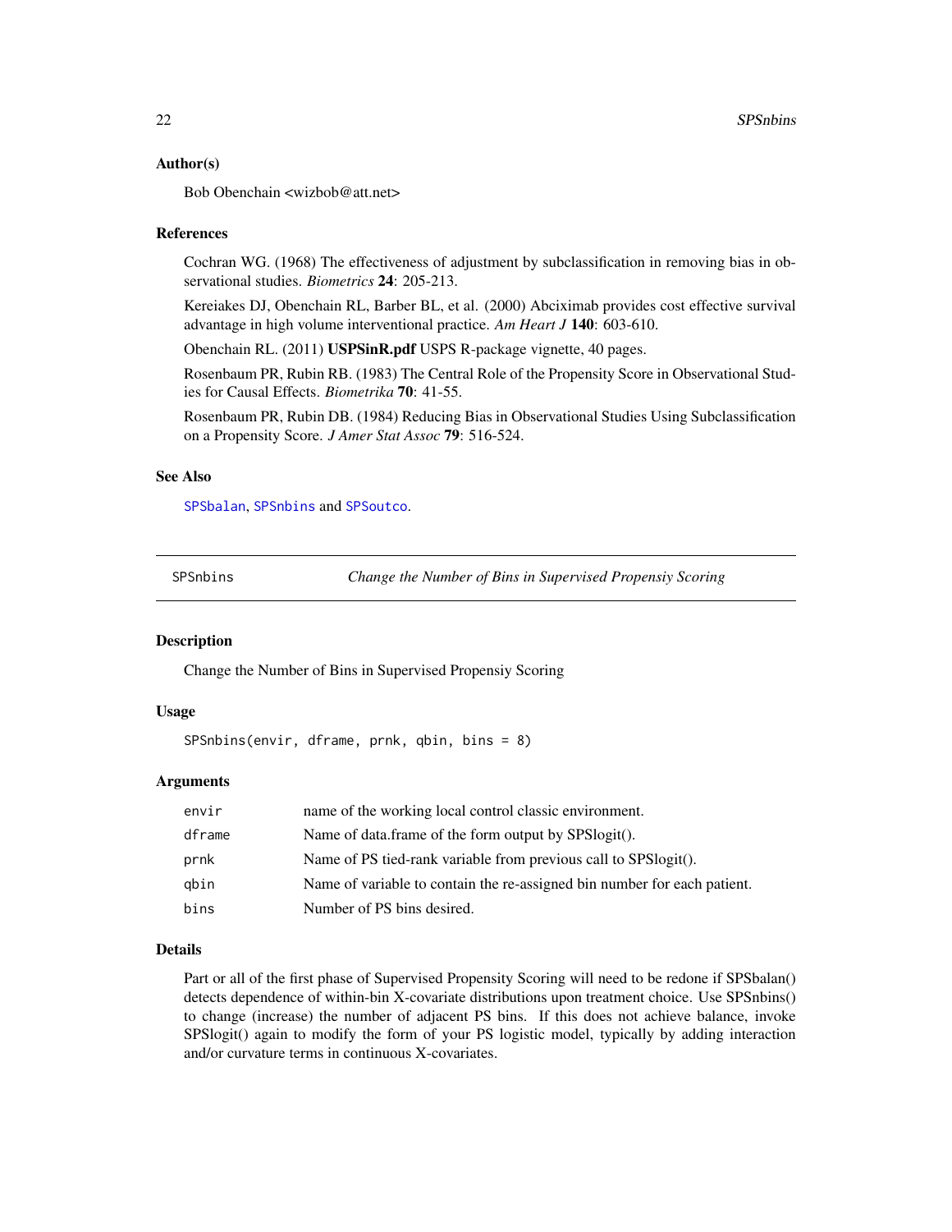## Author(s)

Bob Obenchain <wizbob@att.net>

## References

Cochran WG. (1968) The effectiveness of adjustment by subclassification in removing bias in observational studies. *Biometrics* **24**: 205-213.

Kereiakes DJ, Obenchain RL, Barber BL, et al. (2000) Abciximab provides cost effective survival advantage in high volume interventional practice. *Am Heart J* **140**: 603-610.

Obenchain RL. (2011) **USPSinR.pdf** USPS R-package vignette, 40 pages.

Rosenbaum PR, Rubin RB. (1983) The Central Role of the Propensity Score in Observational Studies for Causal Effects. *Biometrika* **70**: 41-55.

Rosenbaum PR, Rubin DB. (1984) Reducing Bias in Observational Studies Using Subclassification on a Propensity Score. *J Amer Stat Assoc* **79**: 516-524.

## See Also

`SPSbalan`, `SPSnbins` and `SPSoutco`.

---

# SPSnbins — *Change the Number of Bins in Supervised Propensiy Scoring*

## Description

Change the Number of Bins in Supervised Propensiy Scoring

## Usage

```
SPSnbins(envir, dframe, prnk, qbin, bins = 8)
```

## Arguments

| | |
|---|---|
| `envir` | name of the working local control classic environment. |
| `dframe` | Name of data.frame of the form output by SPSlogit(). |
| `prnk` | Name of PS tied-rank variable from previous call to SPSlogit(). |
| `qbin` | Name of variable to contain the re-assigned bin number for each patient. |
| `bins` | Number of PS bins desired. |

## Details

Part or all of the first phase of Supervised Propensity Scoring will need to be redone if SPSbalan() detects dependence of within-bin X-covariate distributions upon treatment choice. Use SPSnbins() to change (increase) the number of adjacent PS bins. If this does not achieve balance, invoke SPSlogit() again to modify the form of your PS logistic model, typically by adding interaction and/or curvature terms in continuous X-covariates.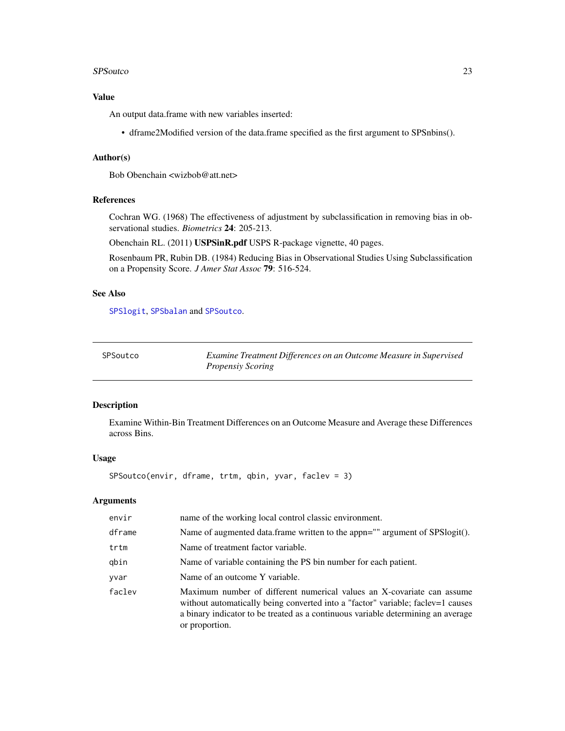### Value

An output data.frame with new variables inserted:

- dframe2Modified version of the data.frame specified as the first argument to SPSnbins().

### Author(s)

Bob Obenchain <wizbob@att.net>

### References

Cochran WG. (1968) The effectiveness of adjustment by subclassification in removing bias in observational studies. *Biometrics* **24**: 205-213.

Obenchain RL. (2011) **USPSinR.pdf** USPS R-package vignette, 40 pages.

Rosenbaum PR, Rubin DB. (1984) Reducing Bias in Observational Studies Using Subclassification on a Propensity Score. *J Amer Stat Assoc* **79**: 516-524.

### See Also

`SPSlogit`, `SPSbalan` and `SPSoutco`.

---

## SPSoutco — *Examine Treatment Differences on an Outcome Measure in Supervised Propensiy Scoring*

### Description

Examine Within-Bin Treatment Differences on an Outcome Measure and Average these Differences across Bins.

### Usage

```
SPSoutco(envir, dframe, trtm, qbin, yvar, faclev = 3)
```

### Arguments

| | |
|---|---|
| `envir` | name of the working local control classic environment. |
| `dframe` | Name of augmented data.frame written to the appn="" argument of SPSlogit(). |
| `trtm` | Name of treatment factor variable. |
| `qbin` | Name of variable containing the PS bin number for each patient. |
| `yvar` | Name of an outcome Y variable. |
| `faclev` | Maximum number of different numerical values an X-covariate can assume without automatically being converted into a "factor" variable; faclev=1 causes a binary indicator to be treated as a continuous variable determining an average or proportion. |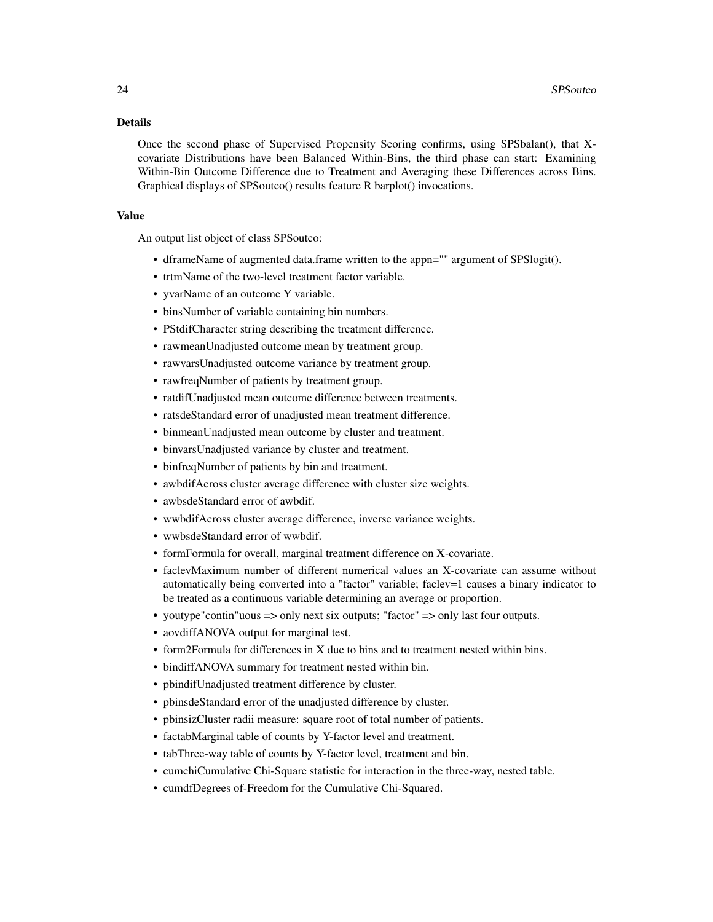## Details

Once the second phase of Supervised Propensity Scoring confirms, using SPSbalan(), that X-covariate Distributions have been Balanced Within-Bins, the third phase can start: Examining Within-Bin Outcome Difference due to Treatment and Averaging these Differences across Bins. Graphical displays of SPSoutco() results feature R barplot() invocations.

## Value

An output list object of class SPSoutco:

- dframeName of augmented data.frame written to the appn="" argument of SPSlogit().
- trtmName of the two-level treatment factor variable.
- yvarName of an outcome Y variable.
- binsNumber of variable containing bin numbers.
- PStdifCharacter string describing the treatment difference.
- rawmeanUnadjusted outcome mean by treatment group.
- rawvarsUnadjusted outcome variance by treatment group.
- rawfreqNumber of patients by treatment group.
- ratdifUnadjusted mean outcome difference between treatments.
- ratsdeStandard error of unadjusted mean treatment difference.
- binmeanUnadjusted mean outcome by cluster and treatment.
- binvarsUnadjusted variance by cluster and treatment.
- binfreqNumber of patients by bin and treatment.
- awbdifAcross cluster average difference with cluster size weights.
- awbsdeStandard error of awbdif.
- wwbdifAcross cluster average difference, inverse variance weights.
- wwbsdeStandard error of wwbdif.
- formFormula for overall, marginal treatment difference on X-covariate.
- faclevMaximum number of different numerical values an X-covariate can assume without automatically being converted into a "factor" variable; faclev=1 causes a binary indicator to be treated as a continuous variable determining an average or proportion.
- youtype"contin"uous => only next six outputs; "factor" => only last four outputs.
- aovdiffANOVA output for marginal test.
- form2Formula for differences in X due to bins and to treatment nested within bins.
- bindiffANOVA summary for treatment nested within bin.
- pbindifUnadjusted treatment difference by cluster.
- pbinsdeStandard error of the unadjusted difference by cluster.
- pbinsizCluster radii measure: square root of total number of patients.
- factabMarginal table of counts by Y-factor level and treatment.
- tabThree-way table of counts by Y-factor level, treatment and bin.
- cumchiCumulative Chi-Square statistic for interaction in the three-way, nested table.
- cumdfDegrees of-Freedom for the Cumulative Chi-Squared.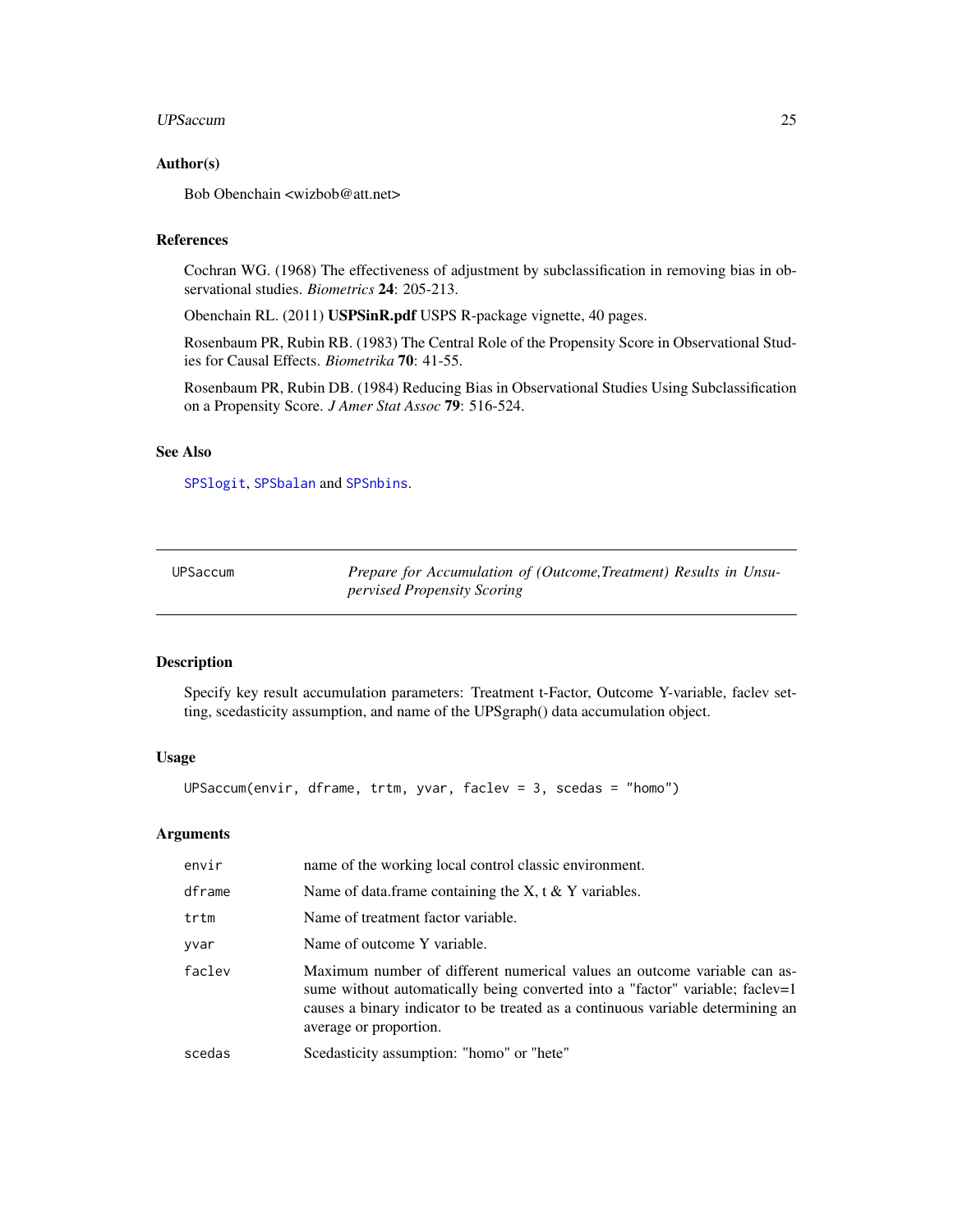### Author(s)

Bob Obenchain <wizbob@att.net>

### References

Cochran WG. (1968) The effectiveness of adjustment by subclassification in removing bias in observational studies. *Biometrics* **24**: 205-213.

Obenchain RL. (2011) **USPSinR.pdf** USPS R-package vignette, 40 pages.

Rosenbaum PR, Rubin RB. (1983) The Central Role of the Propensity Score in Observational Studies for Causal Effects. *Biometrika* **70**: 41-55.

Rosenbaum PR, Rubin DB. (1984) Reducing Bias in Observational Studies Using Subclassification on a Propensity Score. *J Amer Stat Assoc* **79**: 516-524.

### See Also

`SPSlogit`, `SPSbalan` and `SPSnbins`.

---

## UPSaccum — *Prepare for Accumulation of (Outcome,Treatment) Results in Unsupervised Propensity Scoring*

---

### Description

Specify key result accumulation parameters: Treatment t-Factor, Outcome Y-variable, faclev setting, scedasticity assumption, and name of the UPSgraph() data accumulation object.

### Usage

```
UPSaccum(envir, dframe, trtm, yvar, faclev = 3, scedas = "homo")
```

### Arguments

| | |
|---|---|
| `envir` | name of the working local control classic environment. |
| `dframe` | Name of data.frame containing the X, t & Y variables. |
| `trtm` | Name of treatment factor variable. |
| `yvar` | Name of outcome Y variable. |
| `faclev` | Maximum number of different numerical values an outcome variable can assume without automatically being converted into a "factor" variable; faclev=1 causes a binary indicator to be treated as a continuous variable determining an average or proportion. |
| `scedas` | Scedasticity assumption: "homo" or "hete" |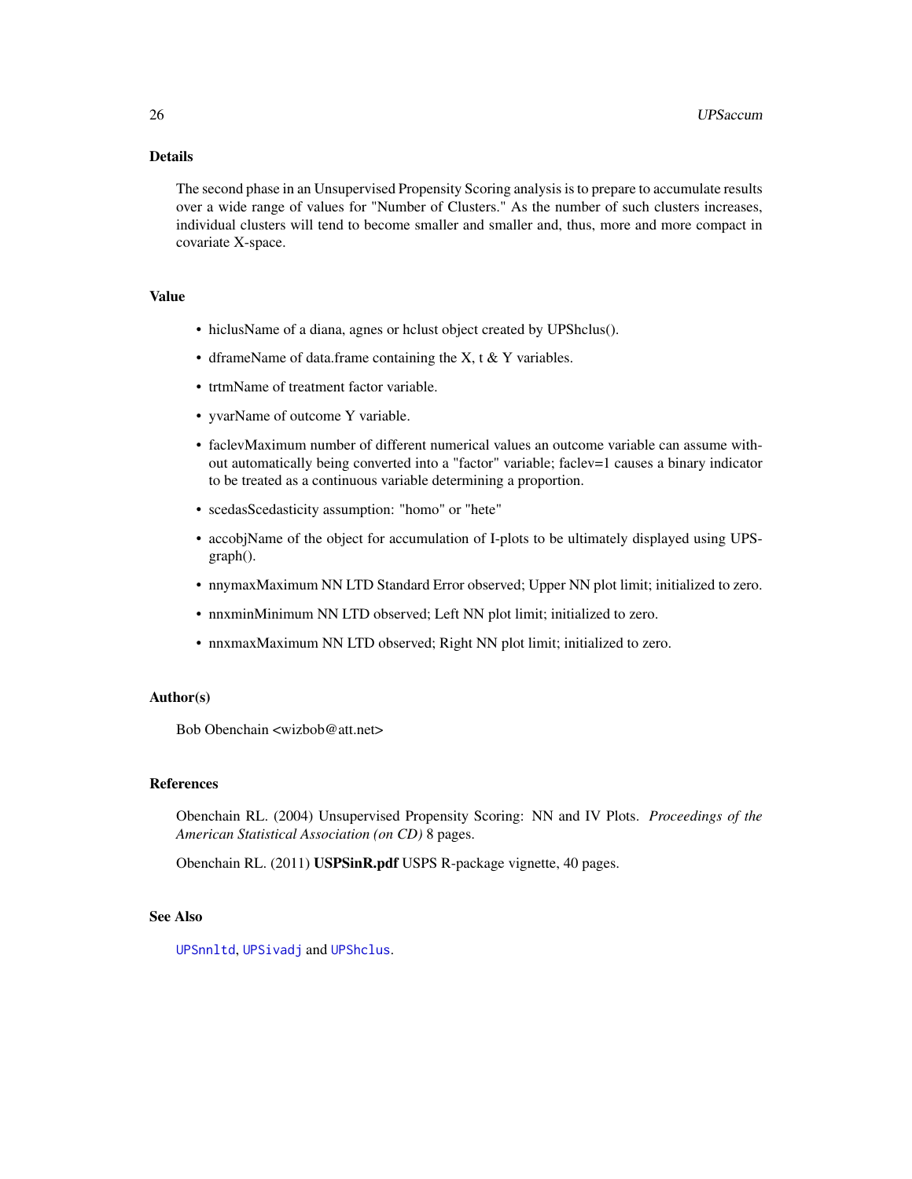## Details

The second phase in an Unsupervised Propensity Scoring analysis is to prepare to accumulate results over a wide range of values for "Number of Clusters." As the number of such clusters increases, individual clusters will tend to become smaller and smaller and, thus, more and more compact in covariate X-space.

## Value

- hiclusName of a diana, agnes or hclust object created by UPShclus().
- dframeName of data.frame containing the X, t & Y variables.
- trtmName of treatment factor variable.
- yvarName of outcome Y variable.
- faclevMaximum number of different numerical values an outcome variable can assume without automatically being converted into a "factor" variable; faclev=1 causes a binary indicator to be treated as a continuous variable determining a proportion.
- scedasScedasticity assumption: "homo" or "hete"
- accobjName of the object for accumulation of I-plots to be ultimately displayed using UPSgraph().
- nnymaxMaximum NN LTD Standard Error observed; Upper NN plot limit; initialized to zero.
- nnxminMinimum NN LTD observed; Left NN plot limit; initialized to zero.
- nnxmaxMaximum NN LTD observed; Right NN plot limit; initialized to zero.

## Author(s)

Bob Obenchain <wizbob@att.net>

## References

Obenchain RL. (2004) Unsupervised Propensity Scoring: NN and IV Plots. *Proceedings of the American Statistical Association (on CD)* 8 pages.

Obenchain RL. (2011) **USPSinR.pdf** USPS R-package vignette, 40 pages.

## See Also

`UPSnnltd`, `UPSivadj` and `UPShclus`.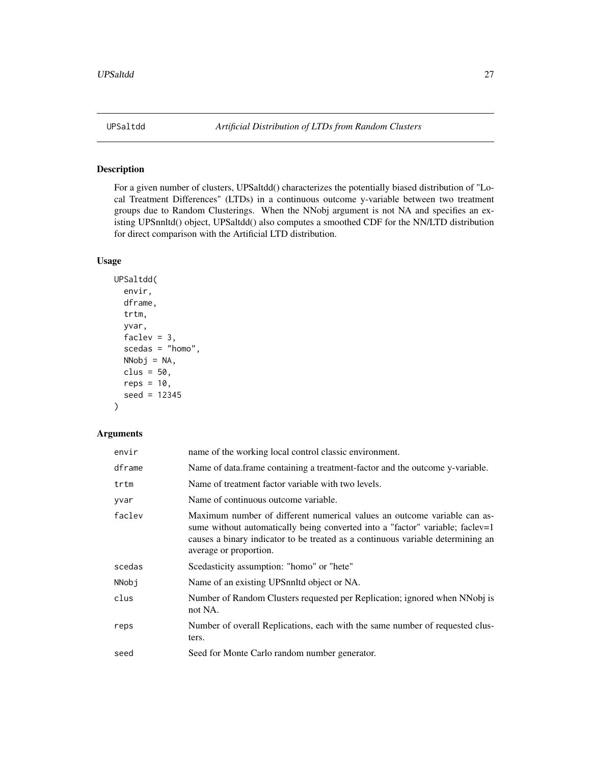# UPSaltdd — *Artificial Distribution of LTDs from Random Clusters*

## Description

For a given number of clusters, UPSaltdd() characterizes the potentially biased distribution of "Local Treatment Differences" (LTDs) in a continuous outcome y-variable between two treatment groups due to Random Clusterings. When the NNobj argument is not NA and specifies an existing UPSnnltd() object, UPSaltdd() also computes a smoothed CDF for the NN/LTD distribution for direct comparison with the Artificial LTD distribution.

## Usage

```
UPSaltdd(
  envir,
  dframe,
  trtm,
  yvar,
  faclev = 3,
  scedas = "homo",
  NNobj = NA,
  clus = 50,
  reps = 10,
  seed = 12345
)
```

## Arguments

| | |
|---|---|
| envir | name of the working local control classic environment. |
| dframe | Name of data.frame containing a treatment-factor and the outcome y-variable. |
| trtm | Name of treatment factor variable with two levels. |
| yvar | Name of continuous outcome variable. |
| faclev | Maximum number of different numerical values an outcome variable can assume without automatically being converted into a "factor" variable; faclev=1 causes a binary indicator to be treated as a continuous variable determining an average or proportion. |
| scedas | Scedasticity assumption: "homo" or "hete" |
| NNobj | Name of an existing UPSnnltd object or NA. |
| clus | Number of Random Clusters requested per Replication; ignored when NNobj is not NA. |
| reps | Number of overall Replications, each with the same number of requested clusters. |
| seed | Seed for Monte Carlo random number generator. |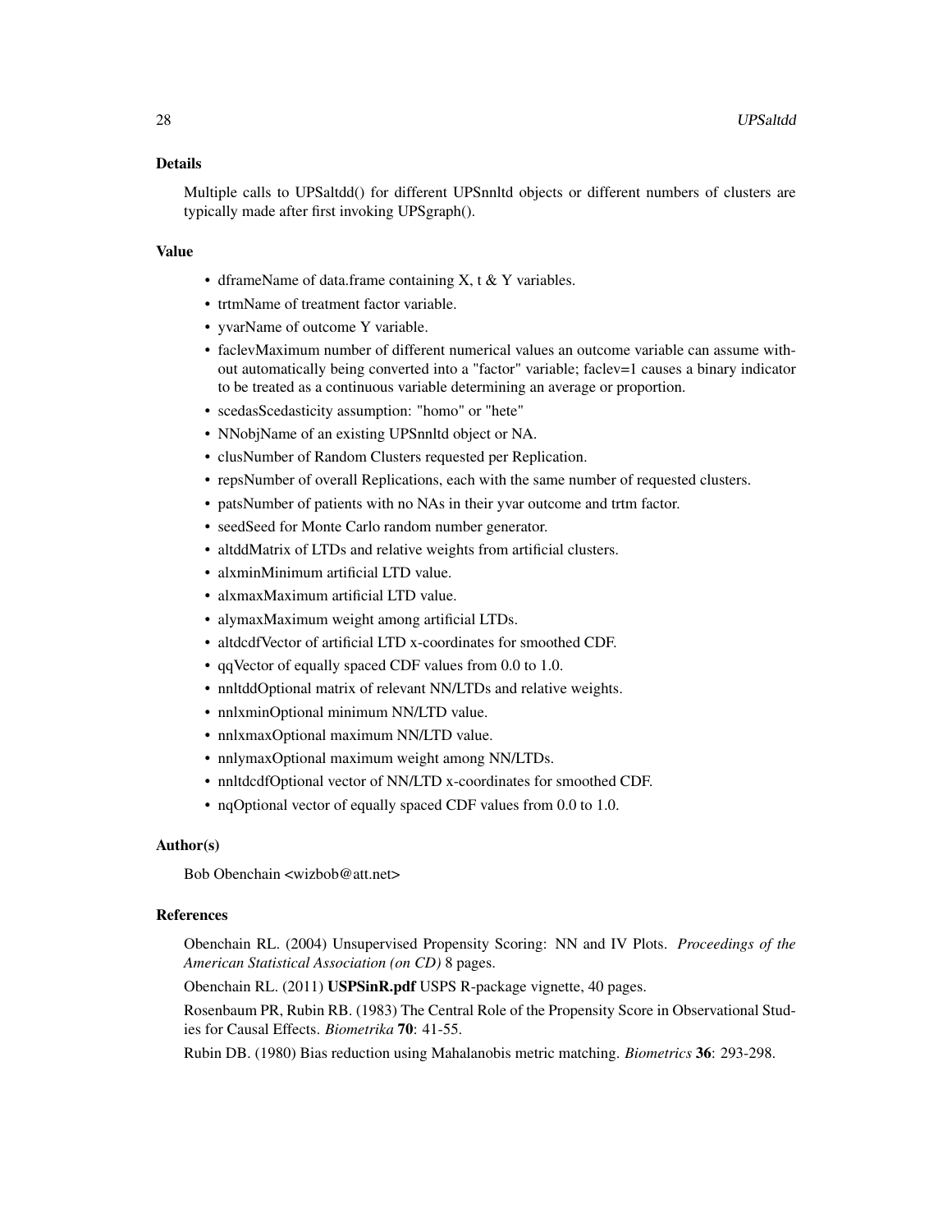### Details

Multiple calls to UPSaltdd() for different UPSnnltd objects or different numbers of clusters are typically made after first invoking UPSgraph().

### Value

- dframeName of data.frame containing X, t & Y variables.
- trtmName of treatment factor variable.
- yvarName of outcome Y variable.
- faclevMaximum number of different numerical values an outcome variable can assume without automatically being converted into a "factor" variable; faclev=1 causes a binary indicator to be treated as a continuous variable determining an average or proportion.
- scedasScedasticity assumption: "homo" or "hete"
- NNobjName of an existing UPSnnltd object or NA.
- clusNumber of Random Clusters requested per Replication.
- repsNumber of overall Replications, each with the same number of requested clusters.
- patsNumber of patients with no NAs in their yvar outcome and trtm factor.
- seedSeed for Monte Carlo random number generator.
- altddMatrix of LTDs and relative weights from artificial clusters.
- alxminMinimum artificial LTD value.
- alxmaxMaximum artificial LTD value.
- alymaxMaximum weight among artificial LTDs.
- altdcdfVector of artificial LTD x-coordinates for smoothed CDF.
- qqVector of equally spaced CDF values from 0.0 to 1.0.
- nnltddOptional matrix of relevant NN/LTDs and relative weights.
- nnlxminOptional minimum NN/LTD value.
- nnlxmaxOptional maximum NN/LTD value.
- nnlymaxOptional maximum weight among NN/LTDs.
- nnltdcdfOptional vector of NN/LTD x-coordinates for smoothed CDF.
- nqOptional vector of equally spaced CDF values from 0.0 to 1.0.

### Author(s)

Bob Obenchain <wizbob@att.net>

### References

Obenchain RL. (2004) Unsupervised Propensity Scoring: NN and IV Plots. *Proceedings of the American Statistical Association (on CD)* 8 pages.

Obenchain RL. (2011) **USPSinR.pdf** USPS R-package vignette, 40 pages.

Rosenbaum PR, Rubin RB. (1983) The Central Role of the Propensity Score in Observational Studies for Causal Effects. *Biometrika* **70**: 41-55.

Rubin DB. (1980) Bias reduction using Mahalanobis metric matching. *Biometrics* **36**: 293-298.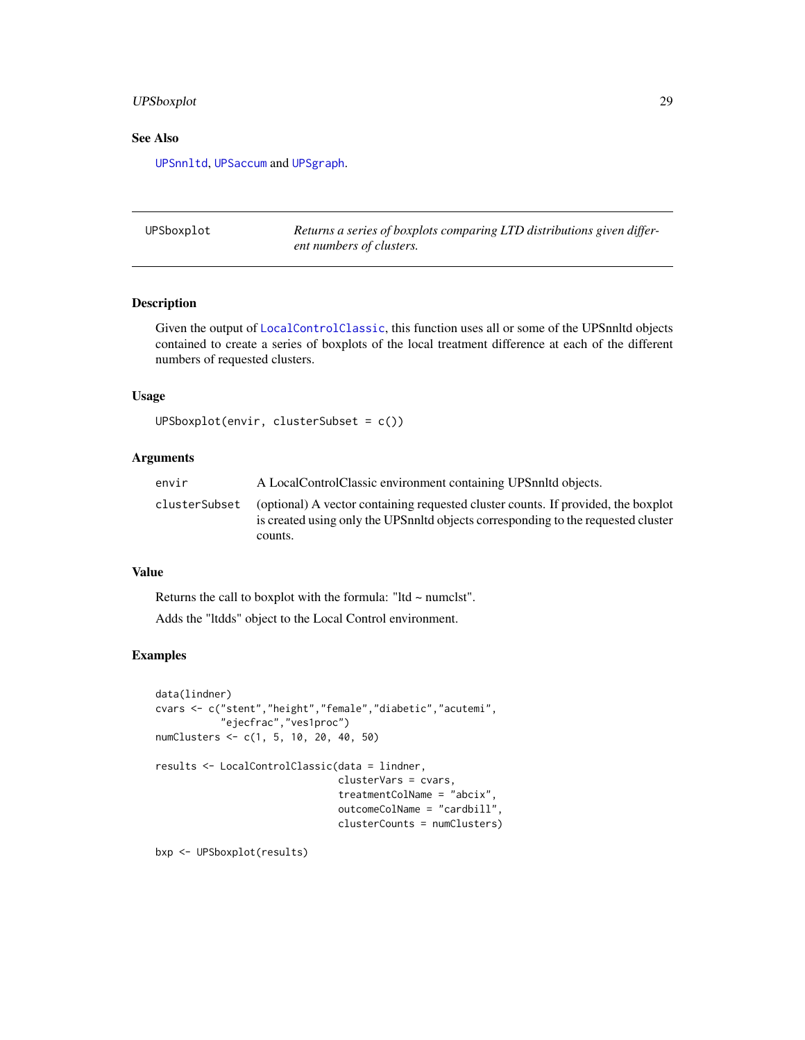## See Also

UPSnnltd, UPSaccum and UPSgraph.

---

| UPSboxplot | *Returns a series of boxplots comparing LTD distributions given different numbers of clusters.* |
|---|---|

## Description

Given the output of LocalControlClassic, this function uses all or some of the UPSnnltd objects contained to create a series of boxplots of the local treatment difference at each of the different numbers of requested clusters.

## Usage

```
UPSboxplot(envir, clusterSubset = c())
```

## Arguments

| | |
|---|---|
| envir | A LocalControlClassic environment containing UPSnnltd objects. |
| clusterSubset | (optional) A vector containing requested cluster counts. If provided, the boxplot is created using only the UPSnnltd objects corresponding to the requested cluster counts. |

## Value

Returns the call to boxplot with the formula: "ltd ~ numclst".

Adds the "ltdds" object to the Local Control environment.

## Examples

```
data(lindner)
cvars <- c("stent","height","female","diabetic","acutemi",
           "ejecfrac","ves1proc")
numClusters <- c(1, 5, 10, 20, 40, 50)

results <- LocalControlClassic(data = lindner,
                               clusterVars = cvars,
                               treatmentColName = "abcix",
                               outcomeColName = "cardbill",
                               clusterCounts = numClusters)

bxp <- UPSboxplot(results)
```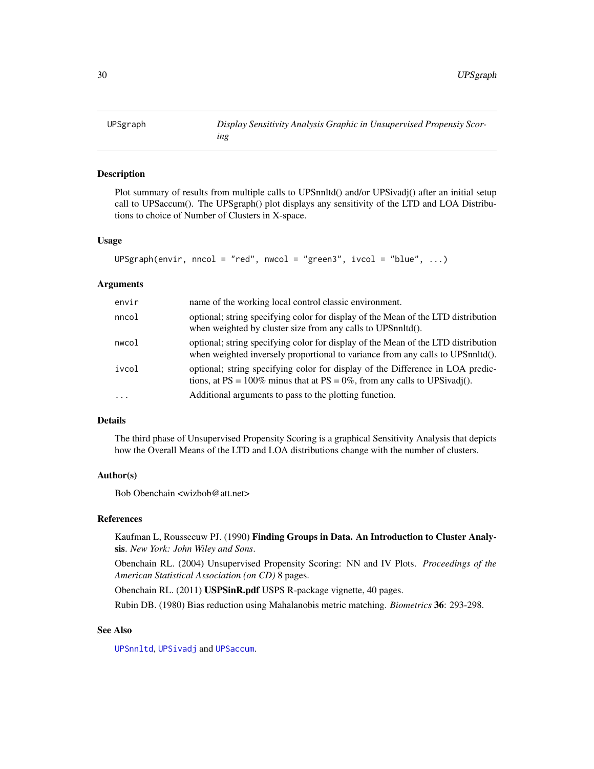# UPSgraph — *Display Sensitivity Analysis Graphic in Unsupervised Propensiy Scoring*

## Description

Plot summary of results from multiple calls to UPSnnltd() and/or UPSivadj() after an initial setup call to UPSaccum(). The UPSgraph() plot displays any sensitivity of the LTD and LOA Distributions to choice of Number of Clusters in X-space.

## Usage

```
UPSgraph(envir, nncol = "red", nwcol = "green3", ivcol = "blue", ...)
```

## Arguments

| | |
|---|---|
| `envir` | name of the working local control classic environment. |
| `nncol` | optional; string specifying color for display of the Mean of the LTD distribution when weighted by cluster size from any calls to UPSnnltd(). |
| `nwcol` | optional; string specifying color for display of the Mean of the LTD distribution when weighted inversely proportional to variance from any calls to UPSnnltd(). |
| `ivcol` | optional; string specifying color for display of the Difference in LOA predictions, at PS = 100% minus that at PS = 0%, from any calls to UPSivadj(). |
| `...` | Additional arguments to pass to the plotting function. |

## Details

The third phase of Unsupervised Propensity Scoring is a graphical Sensitivity Analysis that depicts how the Overall Means of the LTD and LOA distributions change with the number of clusters.

## Author(s)

Bob Obenchain <wizbob@att.net>

## References

Kaufman L, Rousseeuw PJ. (1990) **Finding Groups in Data. An Introduction to Cluster Analysis**. *New York: John Wiley and Sons*.

Obenchain RL. (2004) Unsupervised Propensity Scoring: NN and IV Plots. *Proceedings of the American Statistical Association (on CD)* 8 pages.

Obenchain RL. (2011) **USPSinR.pdf** USPS R-package vignette, 40 pages.

Rubin DB. (1980) Bias reduction using Mahalanobis metric matching. *Biometrics* **36**: 293-298.

## See Also

`UPSnnltd`, `UPSivadj` and `UPSaccum`.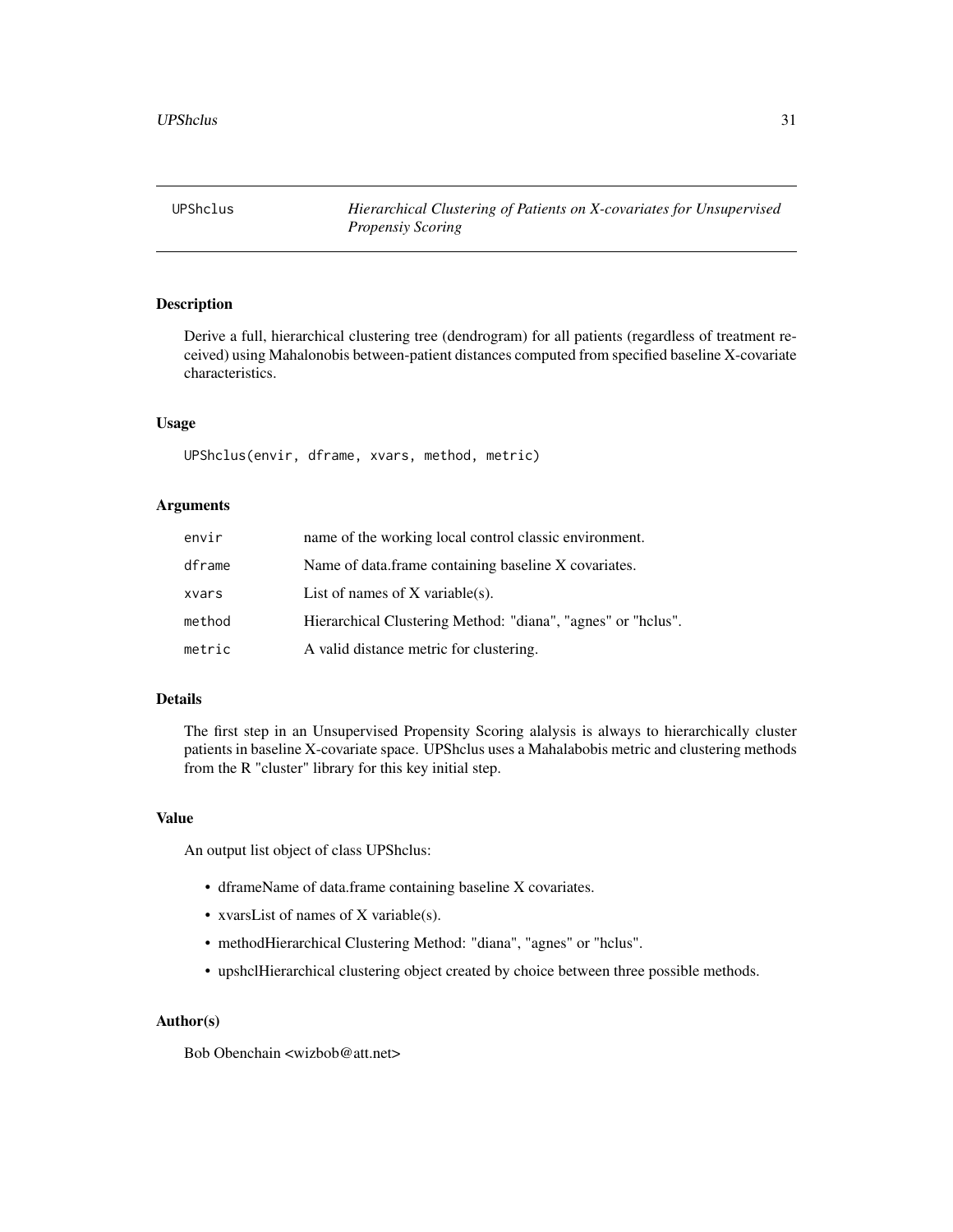## UPShclus *Hierarchical Clustering of Patients on X-covariates for Unsupervised Propensiy Scoring*

### Description

Derive a full, hierarchical clustering tree (dendrogram) for all patients (regardless of treatment received) using Mahalonobis between-patient distances computed from specified baseline X-covariate characteristics.

### Usage

```
UPShclus(envir, dframe, xvars, method, metric)
```

### Arguments

| | |
|---|---|
| `envir` | name of the working local control classic environment. |
| `dframe` | Name of data.frame containing baseline X covariates. |
| `xvars` | List of names of X variable(s). |
| `method` | Hierarchical Clustering Method: "diana", "agnes" or "hclus". |
| `metric` | A valid distance metric for clustering. |

### Details

The first step in an Unsupervised Propensity Scoring alalysis is always to hierarchically cluster patients in baseline X-covariate space. UPShclus uses a Mahalabobis metric and clustering methods from the R "cluster" library for this key initial step.

### Value

An output list object of class UPShclus:

- dframeName of data.frame containing baseline X covariates.
- xvarsList of names of X variable(s).
- methodHierarchical Clustering Method: "diana", "agnes" or "hclus".
- upshclHierarchical clustering object created by choice between three possible methods.

### Author(s)

Bob Obenchain <wizbob@att.net>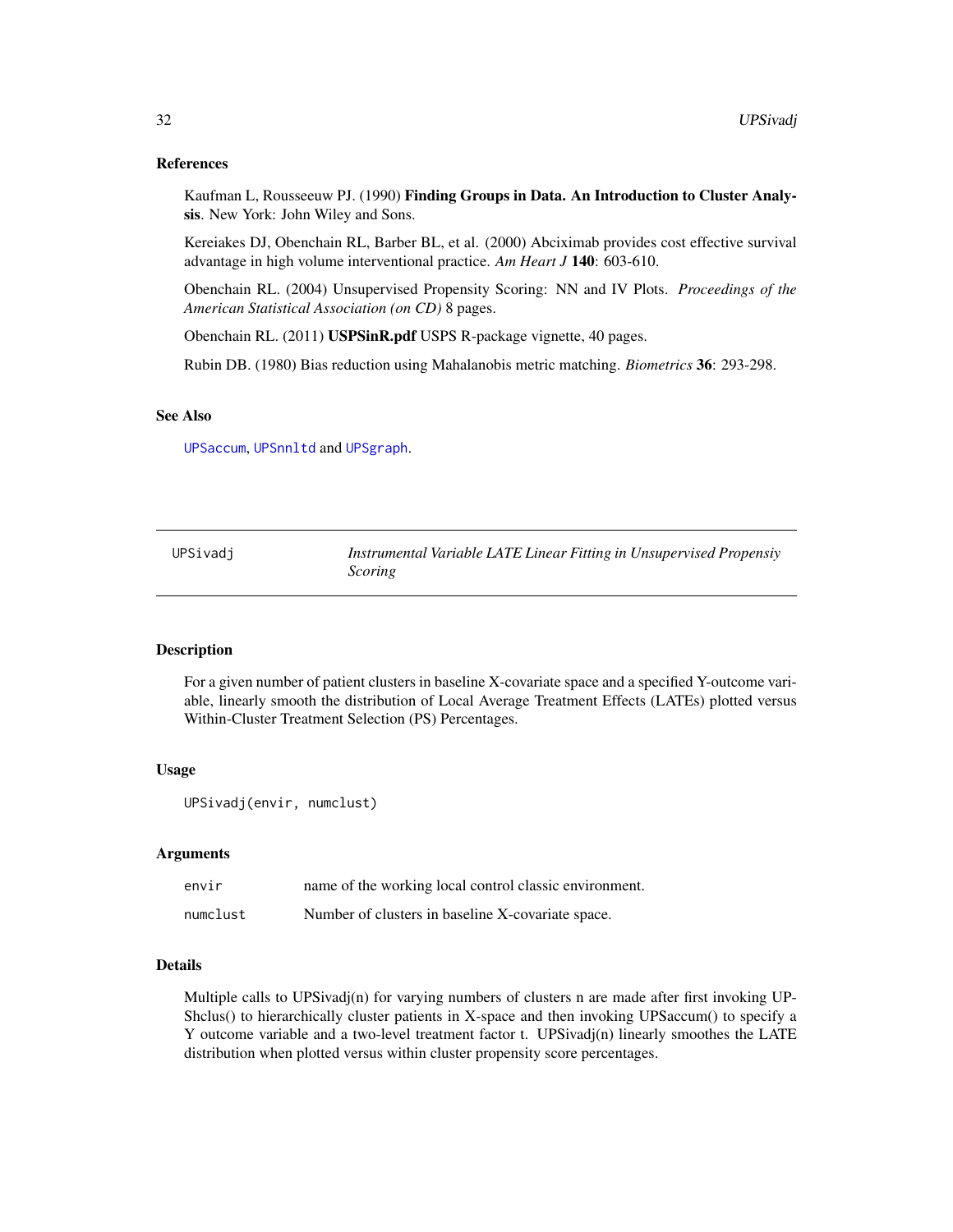## References

Kaufman L, Rousseeuw PJ. (1990) **Finding Groups in Data. An Introduction to Cluster Analysis**. New York: John Wiley and Sons.

Kereiakes DJ, Obenchain RL, Barber BL, et al. (2000) Abciximab provides cost effective survival advantage in high volume interventional practice. *Am Heart J* **140**: 603-610.

Obenchain RL. (2004) Unsupervised Propensity Scoring: NN and IV Plots. *Proceedings of the American Statistical Association (on CD)* 8 pages.

Obenchain RL. (2011) **USPSinR.pdf** USPS R-package vignette, 40 pages.

Rubin DB. (1980) Bias reduction using Mahalanobis metric matching. *Biometrics* **36**: 293-298.

## See Also

UPSaccum, UPSnnltd and UPSgraph.

---

# UPSivadj — *Instrumental Variable LATE Linear Fitting in Unsupervised Propensiy Scoring*

## Description

For a given number of patient clusters in baseline X-covariate space and a specified Y-outcome variable, linearly smooth the distribution of Local Average Treatment Effects (LATEs) plotted versus Within-Cluster Treatment Selection (PS) Percentages.

## Usage

```
UPSivadj(envir, numclust)
```

## Arguments

| | |
|---|---|
| envir | name of the working local control classic environment. |
| numclust | Number of clusters in baseline X-covariate space. |

## Details

Multiple calls to UPSivadj(n) for varying numbers of clusters n are made after first invoking UPShclus() to hierarchically cluster patients in X-space and then invoking UPSaccum() to specify a Y outcome variable and a two-level treatment factor t. UPSivadj(n) linearly smoothes the LATE distribution when plotted versus within cluster propensity score percentages.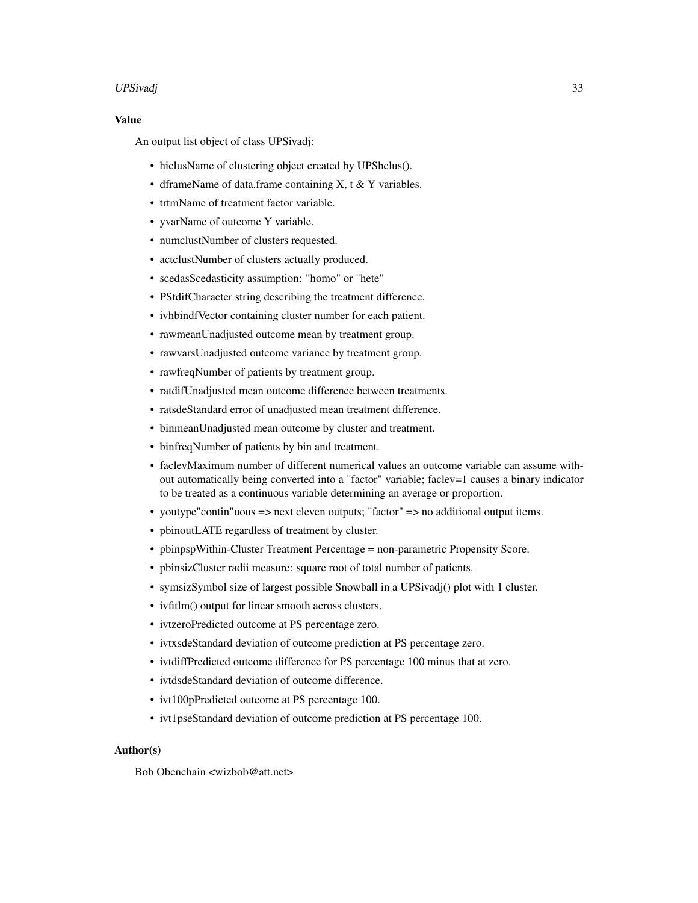## Value

An output list object of class UPSivadj:

- hiclusName of clustering object created by UPShclus().
- dframeName of data.frame containing X, t & Y variables.
- trtmName of treatment factor variable.
- yvarName of outcome Y variable.
- numclustNumber of clusters requested.
- actclustNumber of clusters actually produced.
- scedasScedasticity assumption: "homo" or "hete"
- PStdifCharacter string describing the treatment difference.
- ivhbindfVector containing cluster number for each patient.
- rawmeanUnadjusted outcome mean by treatment group.
- rawvarsUnadjusted outcome variance by treatment group.
- rawfreqNumber of patients by treatment group.
- ratdifUnadjusted mean outcome difference between treatments.
- ratsdeStandard error of unadjusted mean treatment difference.
- binmeanUnadjusted mean outcome by cluster and treatment.
- binfreqNumber of patients by bin and treatment.
- faclevMaximum number of different numerical values an outcome variable can assume without automatically being converted into a "factor" variable; faclev=1 causes a binary indicator to be treated as a continuous variable determining an average or proportion.
- youtype"contin"uous => next eleven outputs; "factor" => no additional output items.
- pbinoutLATE regardless of treatment by cluster.
- pbinpspWithin-Cluster Treatment Percentage = non-parametric Propensity Score.
- pbinsizCluster radii measure: square root of total number of patients.
- symsizSymbol size of largest possible Snowball in a UPSivadj() plot with 1 cluster.
- ivfitlm() output for linear smooth across clusters.
- ivtzeroPredicted outcome at PS percentage zero.
- ivtxsdeStandard deviation of outcome prediction at PS percentage zero.
- ivtdiffPredicted outcome difference for PS percentage 100 minus that at zero.
- ivtdsdeStandard deviation of outcome difference.
- ivt100pPredicted outcome at PS percentage 100.
- ivt1pseStandard deviation of outcome prediction at PS percentage 100.

## Author(s)

Bob Obenchain <wizbob@att.net>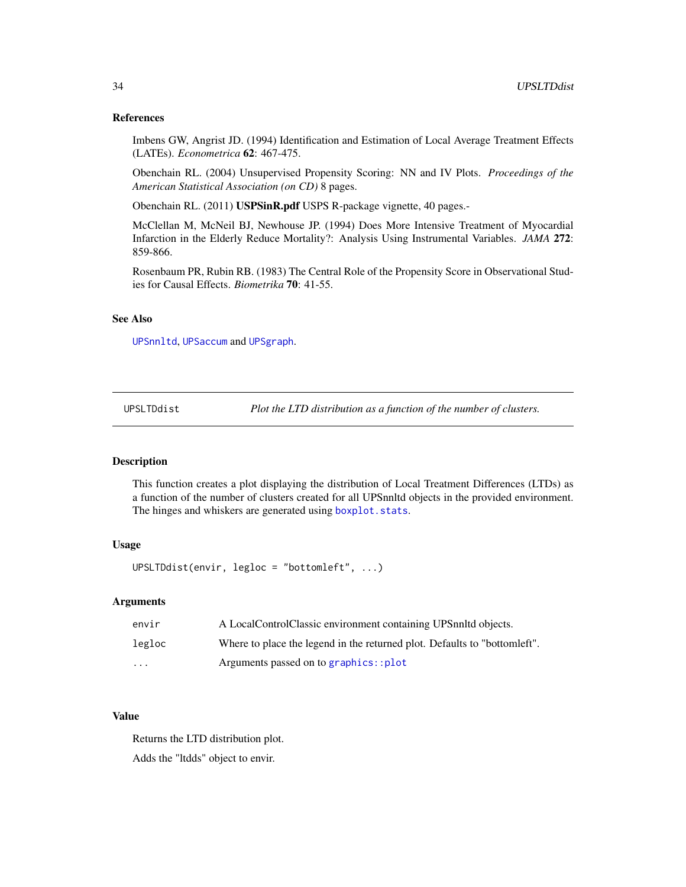### References

Imbens GW, Angrist JD. (1994) Identification and Estimation of Local Average Treatment Effects (LATEs). *Econometrica* **62**: 467-475.

Obenchain RL. (2004) Unsupervised Propensity Scoring: NN and IV Plots. *Proceedings of the American Statistical Association (on CD)* 8 pages.

Obenchain RL. (2011) **USPSinR.pdf** USPS R-package vignette, 40 pages.-

McClellan M, McNeil BJ, Newhouse JP. (1994) Does More Intensive Treatment of Myocardial Infarction in the Elderly Reduce Mortality?: Analysis Using Instrumental Variables. *JAMA* **272**: 859-866.

Rosenbaum PR, Rubin RB. (1983) The Central Role of the Propensity Score in Observational Studies for Causal Effects. *Biometrika* **70**: 41-55.

### See Also

`UPSnnltd`, `UPSaccum` and `UPSgraph`.

---

## UPSLTDdist — *Plot the LTD distribution as a function of the number of clusters.*

---

### Description

This function creates a plot displaying the distribution of Local Treatment Differences (LTDs) as a function of the number of clusters created for all UPSnnltd objects in the provided environment. The hinges and whiskers are generated using `boxplot.stats`.

### Usage

```
UPSLTDdist(envir, legloc = "bottomleft", ...)
```

### Arguments

| | |
|---|---|
| `envir` | A LocalControlClassic environment containing UPSnnltd objects. |
| `legloc` | Where to place the legend in the returned plot. Defaults to "bottomleft". |
| `...` | Arguments passed on to `graphics::plot` |

### Value

Returns the LTD distribution plot.

Adds the "ltdds" object to envir.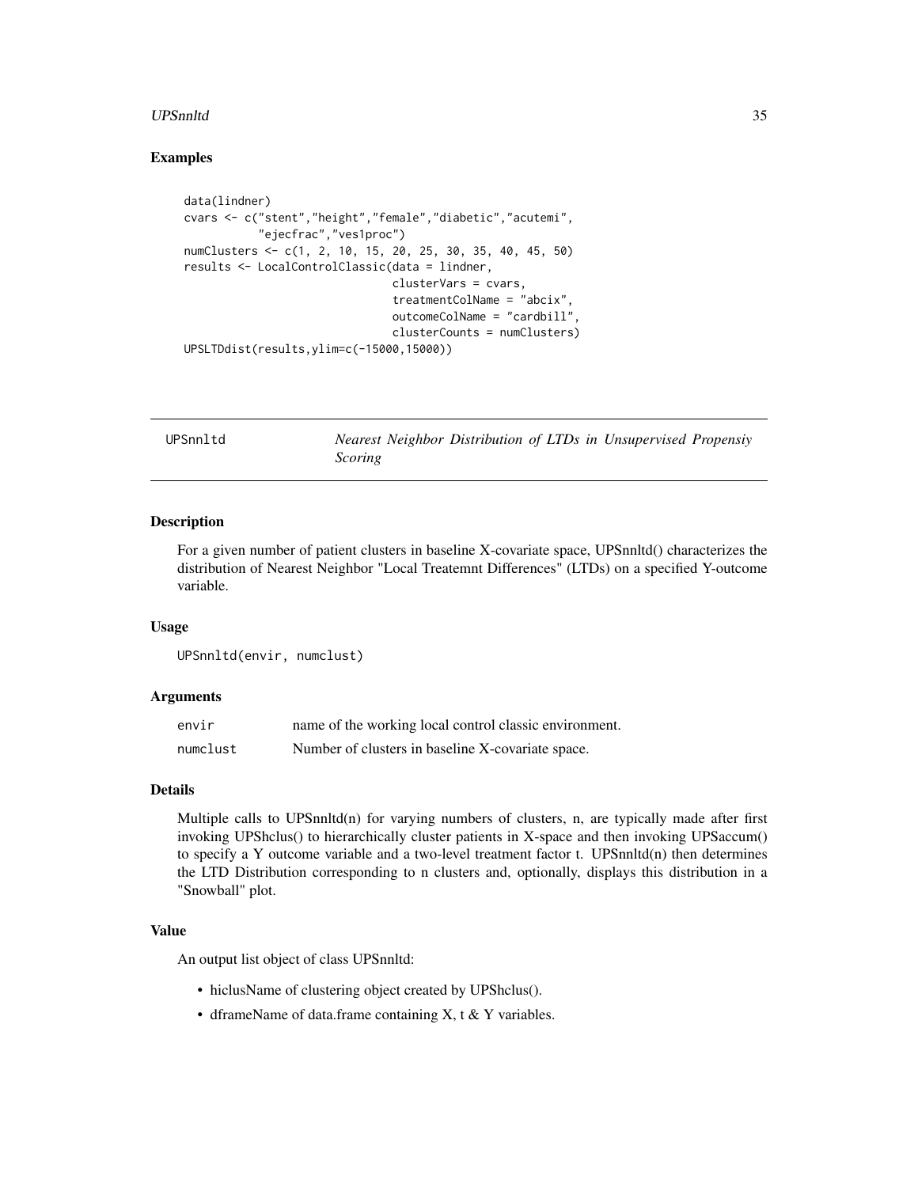### Examples

```
data(lindner)
cvars <- c("stent","height","female","diabetic","acutemi",
           "ejecfrac","ves1proc")
numClusters <- c(1, 2, 10, 15, 20, 25, 30, 35, 40, 45, 50)
results <- LocalControlClassic(data = lindner,
                               clusterVars = cvars,
                               treatmentColName = "abcix",
                               outcomeColName = "cardbill",
                               clusterCounts = numClusters)
UPSLTDdist(results,ylim=c(-15000,15000))
```

---

## UPSnnltd — *Nearest Neighbor Distribution of LTDs in Unsupervised Propensiy Scoring*

### Description

For a given number of patient clusters in baseline X-covariate space, UPSnnltd() characterizes the distribution of Nearest Neighbor "Local Treatemnt Differences" (LTDs) on a specified Y-outcome variable.

### Usage

```
UPSnnltd(envir, numclust)
```

### Arguments

| | |
|---|---|
| `envir` | name of the working local control classic environment. |
| `numclust` | Number of clusters in baseline X-covariate space. |

### Details

Multiple calls to UPSnnltd(n) for varying numbers of clusters, n, are typically made after first invoking UPShclus() to hierarchically cluster patients in X-space and then invoking UPSaccum() to specify a Y outcome variable and a two-level treatment factor t. UPSnnltd(n) then determines the LTD Distribution corresponding to n clusters and, optionally, displays this distribution in a "Snowball" plot.

### Value

An output list object of class UPSnnltd:

- hiclusName of clustering object created by UPShclus().
- dframeName of data.frame containing X, t & Y variables.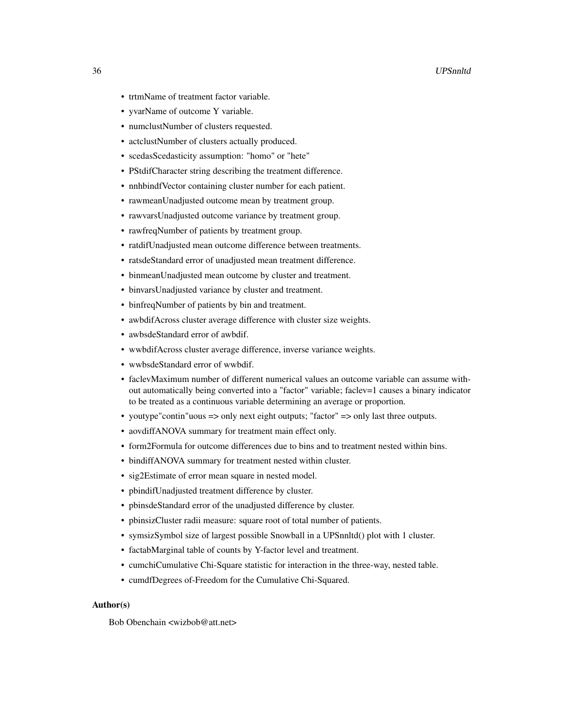- trtmName of treatment factor variable.
- yvarName of outcome Y variable.
- numclustNumber of clusters requested.
- actclustNumber of clusters actually produced.
- scedasScedasticity assumption: "homo" or "hete"
- PStdifCharacter string describing the treatment difference.
- nnhbindfVector containing cluster number for each patient.
- rawmeanUnadjusted outcome mean by treatment group.
- rawvarsUnadjusted outcome variance by treatment group.
- rawfreqNumber of patients by treatment group.
- ratdifUnadjusted mean outcome difference between treatments.
- ratsdeStandard error of unadjusted mean treatment difference.
- binmeanUnadjusted mean outcome by cluster and treatment.
- binvarsUnadjusted variance by cluster and treatment.
- binfreqNumber of patients by bin and treatment.
- awbdifAcross cluster average difference with cluster size weights.
- awbsdeStandard error of awbdif.
- wwbdifAcross cluster average difference, inverse variance weights.
- wwbsdeStandard error of wwbdif.
- faclevMaximum number of different numerical values an outcome variable can assume without automatically being converted into a "factor" variable; faclev=1 causes a binary indicator to be treated as a continuous variable determining an average or proportion.
- youtype"contin"uous => only next eight outputs; "factor" => only last three outputs.
- aovdiffANOVA summary for treatment main effect only.
- form2Formula for outcome differences due to bins and to treatment nested within bins.
- bindiffANOVA summary for treatment nested within cluster.
- sig2Estimate of error mean square in nested model.
- pbindifUnadjusted treatment difference by cluster.
- pbinsdeStandard error of the unadjusted difference by cluster.
- pbinsizCluster radii measure: square root of total number of patients.
- symsizSymbol size of largest possible Snowball in a UPSnnltd() plot with 1 cluster.
- factabMarginal table of counts by Y-factor level and treatment.
- cumchiCumulative Chi-Square statistic for interaction in the three-way, nested table.
- cumdfDegrees of-Freedom for the Cumulative Chi-Squared.

### Author(s)

Bob Obenchain <wizbob@att.net>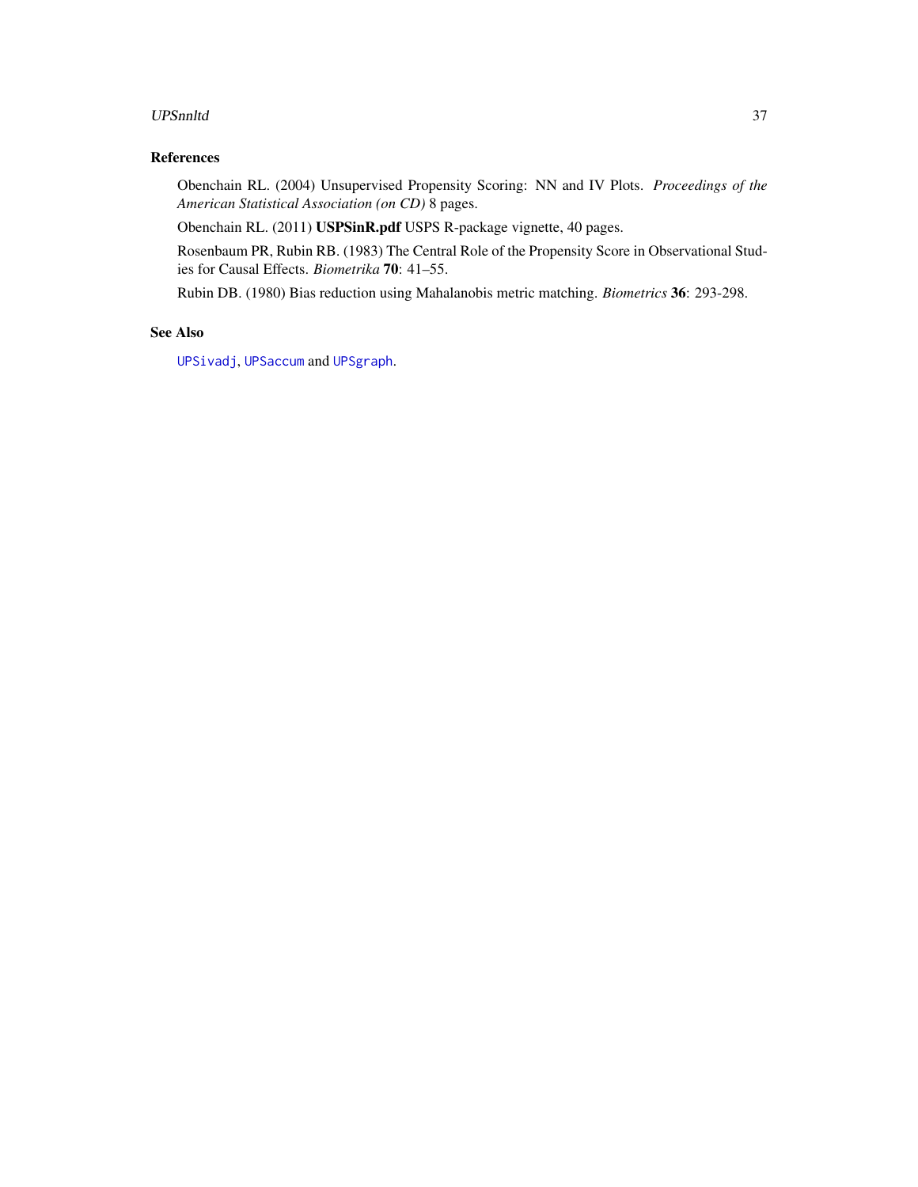## References

Obenchain RL. (2004) Unsupervised Propensity Scoring: NN and IV Plots. *Proceedings of the American Statistical Association (on CD)* 8 pages.

Obenchain RL. (2011) **USPSinR.pdf** USPS R-package vignette, 40 pages.

Rosenbaum PR, Rubin RB. (1983) The Central Role of the Propensity Score in Observational Studies for Causal Effects. *Biometrika* **70**: 41–55.

Rubin DB. (1980) Bias reduction using Mahalanobis metric matching. *Biometrics* **36**: 293-298.

## See Also

`UPSivadj`, `UPSaccum` and `UPSgraph`.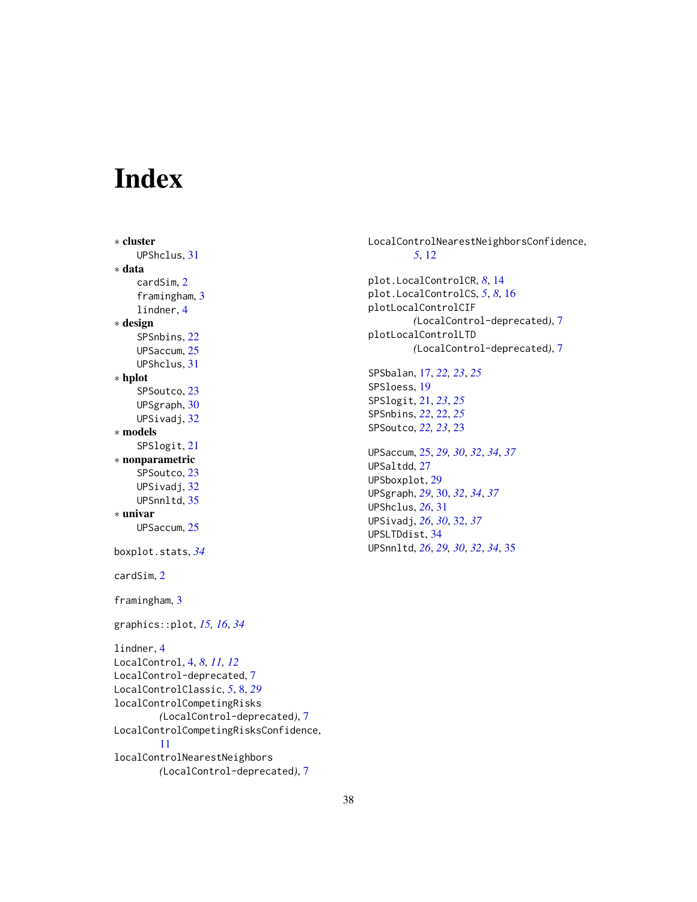# Index

∗ **cluster**
  UPShclus, 31
∗ **data**
  cardSim, 2
  framingham, 3
  lindner, 4
∗ **design**
  SPSnbins, 22
  UPSaccum, 25
  UPShclus, 31
∗ **hplot**
  SPSoutco, 23
  UPSgraph, 30
  UPSivadj, 32
∗ **models**
  SPSlogit, 21
∗ **nonparametric**
  SPSoutco, 23
  UPSivadj, 32
  UPSnnltd, 35
∗ **univar**
  UPSaccum, 25

boxplot.stats, *34*

cardSim, 2

framingham, 3

graphics::plot, *15, 16*, *34*

lindner, 4
LocalControl, 4, *8*, *11, 12*
LocalControl-deprecated, 7
LocalControlClassic, *5*, 8, *29*
localControlCompetingRisks
  *(*LocalControl-deprecated*)*, 7
LocalControlCompetingRisksConfidence,
  11
localControlNearestNeighbors
  *(*LocalControl-deprecated*)*, 7
LocalControlNearestNeighborsConfidence,
  *5*, 12

plot.LocalControlCR, *8*, 14
plot.LocalControlCS, *5*, *8*, 16
plotLocalControlCIF
  *(*LocalControl-deprecated*)*, 7
plotLocalControlLTD
  *(*LocalControl-deprecated*)*, 7

SPSbalan, 17, *22, 23*, *25*
SPSloess, 19
SPSlogit, 21, *23*, *25*
SPSnbins, *22*, 22, *25*
SPSoutco, *22, 23*, 23

UPSaccum, 25, *29, 30*, *32*, *34*, *37*
UPSaltdd, 27
UPSboxplot, 29
UPSgraph, *29*, 30, *32*, *34*, *37*
UPShclus, *26*, 31
UPSivadj, *26*, *30*, 32, *37*
UPSLTDdist, 34
UPSnnltd, *26*, *29, 30*, *32*, *34*, 35